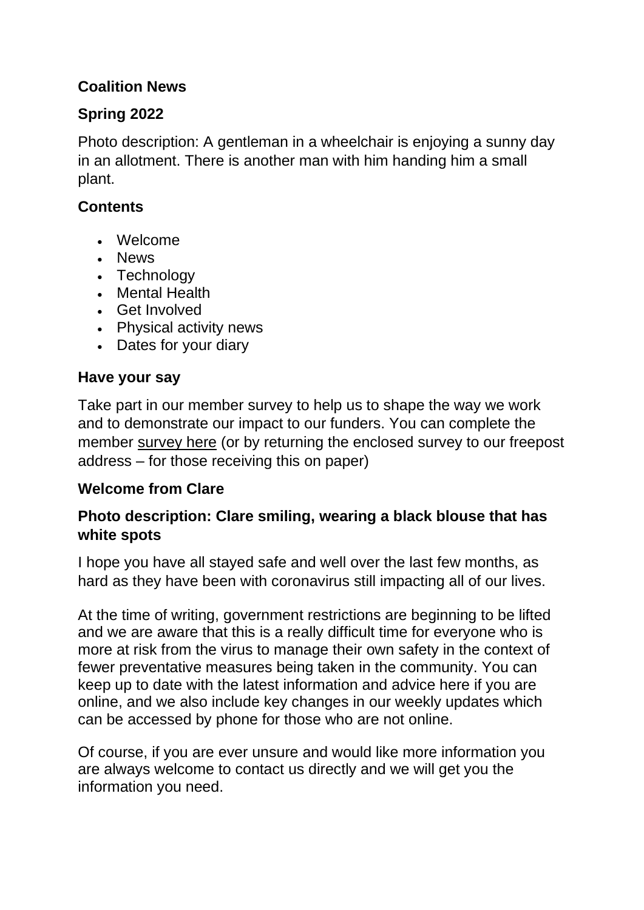## Coalition News

## Spring 2022

Photo description: A gentleman in a wheelchair is enjoying a sunny day in an allotment. There is another man with him handing him a small plant.

### Contents

- Welcome
- News
- Technology
- Mental Health
- Get Involved
- Physical activity news
- Dates for your diary

### Have your say

Take part in our member survey to help us to shape the way we work and to demonstrate our impact to our funders. You can complete the member survey here (or by returning the enclosed survey to our freepost address – for those receiving this on paper)

### Welcome from Clare

**Photo description: Clare smiling, wearing a black blouse that has white spots**

I hope you have all stayed safe and well over the last few months, as hard as they have been with coronavirus still impacting all of our lives.

At the time of writing, government restrictions are beginning to be lifted and we are aware that this is a really difficult time for everyone who is more at risk from the virus to manage their own safety in the context of fewer preventative measures being taken in the community. You can keep up to date with the latest information and advice here if you are online, and we also include key changes in our weekly updates which can be accessed by phone for those who are not online.

Of course, if you are ever unsure and would like more information you are always welcome to contact us directly and we will get you the information you need.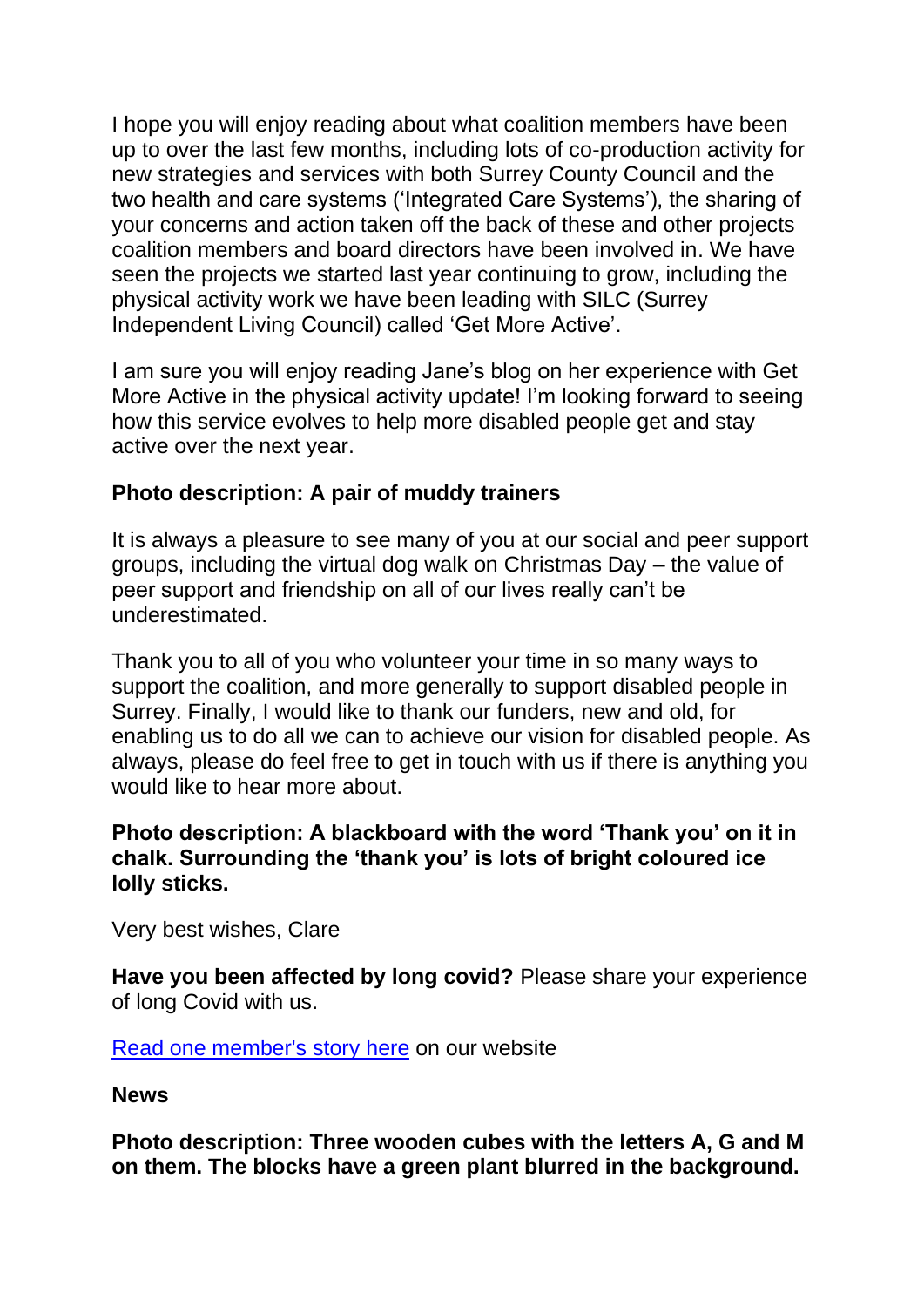I hope you will enjoy reading about what coalition members have been up to over the last few months, including lots of co-production activity for new strategies and services with both Surrey County Council and the two health and care systems ('Integrated Care Systems'), the sharing of your concerns and action taken off the back of these and other projects coalition members and board directors have been involved in. We have seen the projects we started last year continuing to grow, including the physical activity work we have been leading with SILC (Surrey Independent Living Council) called 'Get More Active'.

I am sure you will enjoy reading Jane's blog on her experience with Get More Active in the physical activity update! I'm looking forward to seeing how this service evolves to help more disabled people get and stay active over the next year.

**Photo description: A pair of muddy trainers**

It is always a pleasure to see many of you at our social and peer support groups, including the virtual dog walk on Christmas Day – the value of peer support and friendship on all of our lives really can't be underestimated.

Thank you to all of you who volunteer your time in so many ways to support the coalition, and more generally to support disabled people in Surrey. Finally, I would like to thank our funders, new and old, for enabling us to do all we can to achieve our vision for disabled people. As always, please do feel free to get in touch with us if there is anything you would like to hear more about.

**Photo description: A blackboard with the word 'Thank you' on it in chalk. Surrounding the 'thank you' is lots of bright coloured ice lolly sticks.**

Very best wishes, Clare

**Have you been affected by long covid?** Please share your experience of long Covid with us.

[Read one member's story here](#) on our website

**News**

**Photo description: Three wooden cubes with the letters A, G and M on them. The blocks have a green plant blurred in the background.**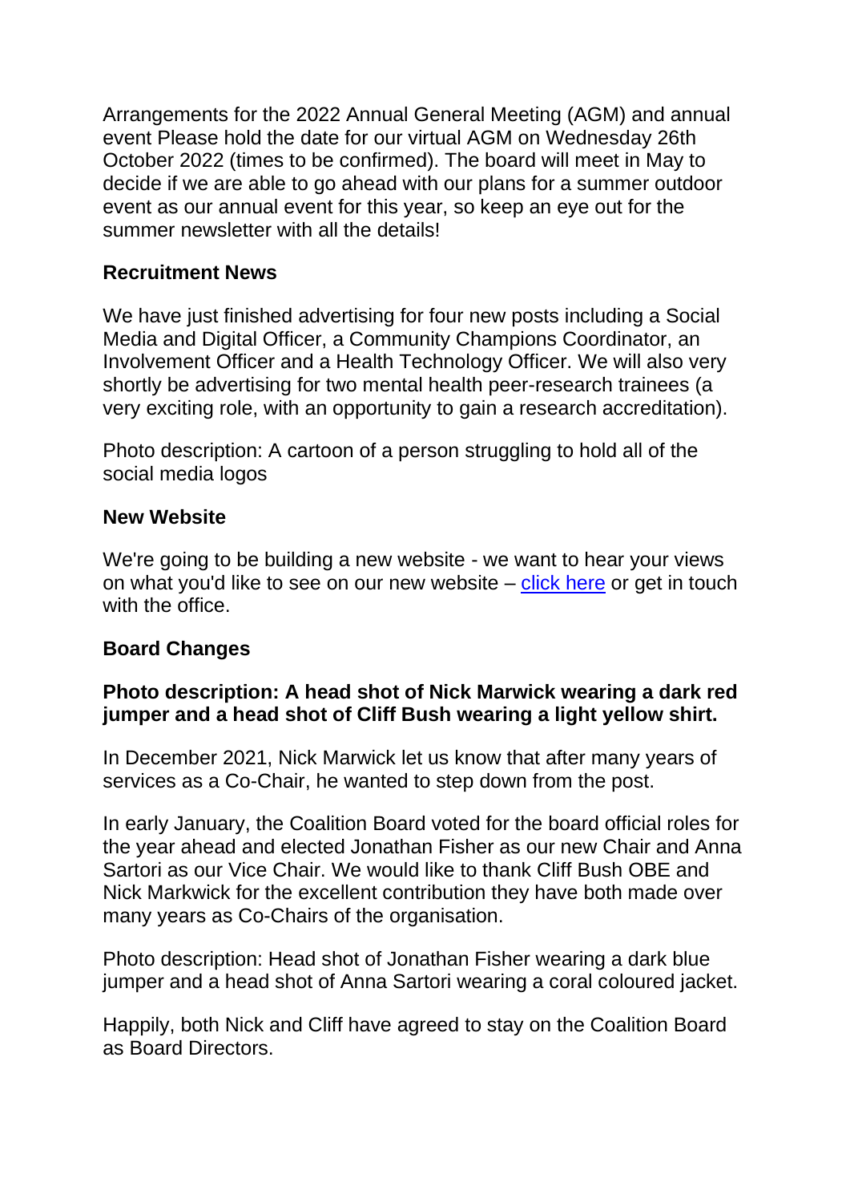Arrangements for the 2022 Annual General Meeting (AGM) and annual event Please hold the date for our virtual AGM on Wednesday 26th October 2022 (times to be confirmed). The board will meet in May to decide if we are able to go ahead with our plans for a summer outdoor event as our annual event for this year, so keep an eye out for the summer newsletter with all the details!

**Recruitment News**

We have just finished advertising for four new posts including a Social Media and Digital Officer, a Community Champions Coordinator, an Involvement Officer and a Health Technology Officer. We will also very shortly be advertising for two mental health peer-research trainees (a very exciting role, with an opportunity to gain a research accreditation).

Photo description: A cartoon of a person struggling to hold all of the social media logos

**New Website**

We're going to be building a new website - we want to hear your views on what you'd like to see on our new website – [click here]() or get in touch with the office.

**Board Changes**

**Photo description: A head shot of Nick Marwick wearing a dark red jumper and a head shot of Cliff Bush wearing a light yellow shirt.**

In December 2021, Nick Marwick let us know that after many years of services as a Co-Chair, he wanted to step down from the post.

In early January, the Coalition Board voted for the board official roles for the year ahead and elected Jonathan Fisher as our new Chair and Anna Sartori as our Vice Chair. We would like to thank Cliff Bush OBE and Nick Markwick for the excellent contribution they have both made over many years as Co-Chairs of the organisation.

Photo description: Head shot of Jonathan Fisher wearing a dark blue jumper and a head shot of Anna Sartori wearing a coral coloured jacket.

Happily, both Nick and Cliff have agreed to stay on the Coalition Board as Board Directors.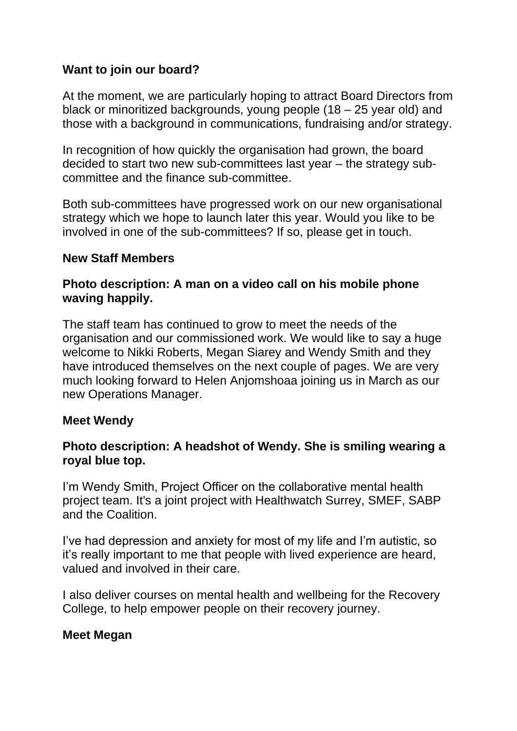## Want to join our board?

At the moment, we are particularly hoping to attract Board Directors from black or minoritized backgrounds, young people (18 – 25 year old) and those with a background in communications, fundraising and/or strategy.

In recognition of how quickly the organisation had grown, the board decided to start two new sub-committees last year – the strategy sub-committee and the finance sub-committee.

Both sub-committees have progressed work on our new organisational strategy which we hope to launch later this year. Would you like to be involved in one of the sub-committees? If so, please get in touch.

## New Staff Members

**Photo description: A man on a video call on his mobile phone waving happily.**

The staff team has continued to grow to meet the needs of the organisation and our commissioned work. We would like to say a huge welcome to Nikki Roberts, Megan Siarey and Wendy Smith and they have introduced themselves on the next couple of pages. We are very much looking forward to Helen Anjomshoaa joining us in March as our new Operations Manager.

## Meet Wendy

**Photo description: A headshot of Wendy. She is smiling wearing a royal blue top.**

I'm Wendy Smith, Project Officer on the collaborative mental health project team. It's a joint project with Healthwatch Surrey, SMEF, SABP and the Coalition.

I've had depression and anxiety for most of my life and I'm autistic, so it's really important to me that people with lived experience are heard, valued and involved in their care.

I also deliver courses on mental health and wellbeing for the Recovery College, to help empower people on their recovery journey.

## Meet Megan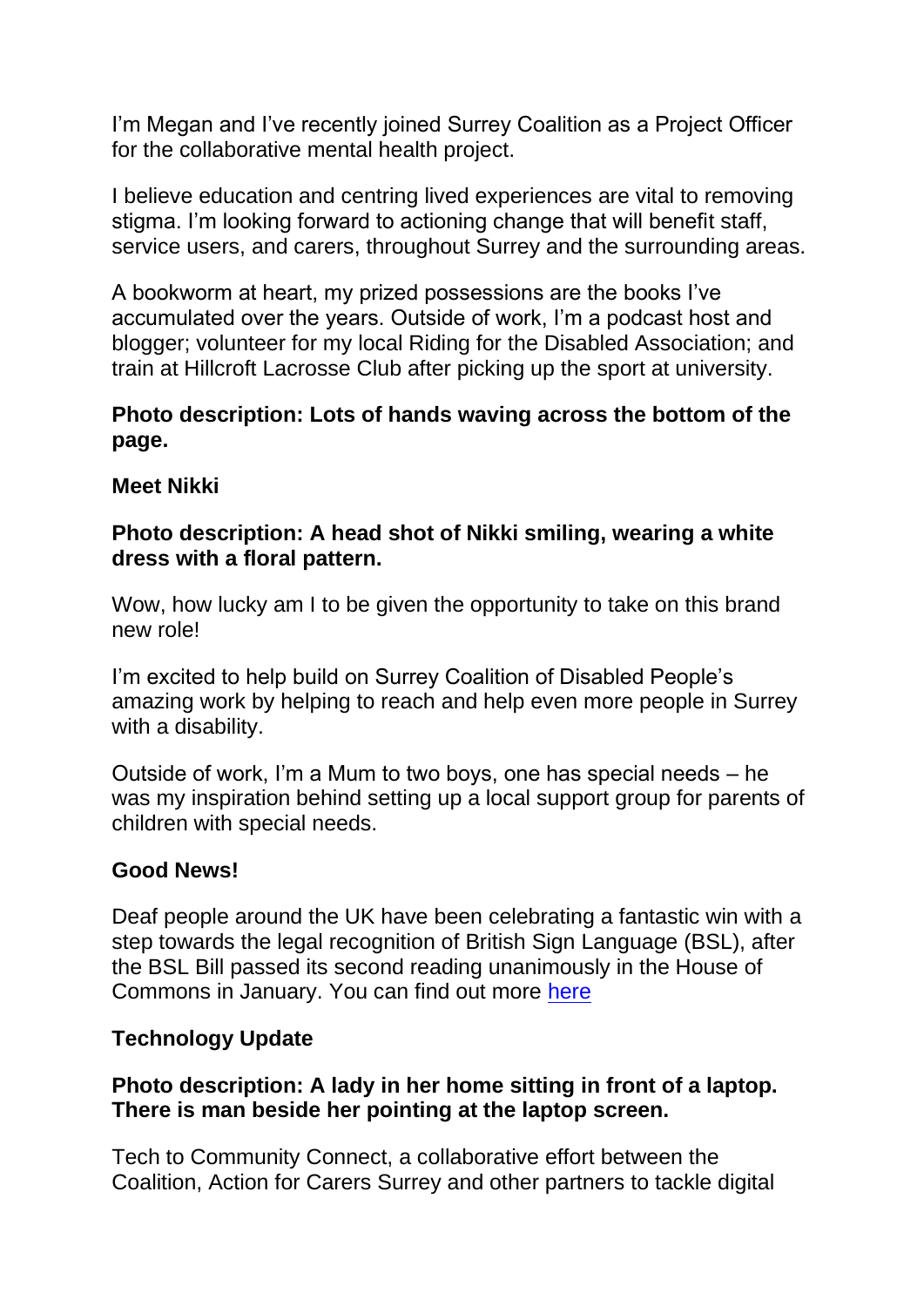I'm Megan and I've recently joined Surrey Coalition as a Project Officer for the collaborative mental health project.

I believe education and centring lived experiences are vital to removing stigma. I'm looking forward to actioning change that will benefit staff, service users, and carers, throughout Surrey and the surrounding areas.

A bookworm at heart, my prized possessions are the books I've accumulated over the years. Outside of work, I'm a podcast host and blogger; volunteer for my local Riding for the Disabled Association; and train at Hillcroft Lacrosse Club after picking up the sport at university.

**Photo description: Lots of hands waving across the bottom of the page.**

**Meet Nikki**

**Photo description: A head shot of Nikki smiling, wearing a white dress with a floral pattern.**

Wow, how lucky am I to be given the opportunity to take on this brand new role!

I'm excited to help build on Surrey Coalition of Disabled People's amazing work by helping to reach and help even more people in Surrey with a disability.

Outside of work, I'm a Mum to two boys, one has special needs – he was my inspiration behind setting up a local support group for parents of children with special needs.

**Good News!**

Deaf people around the UK have been celebrating a fantastic win with a step towards the legal recognition of British Sign Language (BSL), after the BSL Bill passed its second reading unanimously in the House of Commons in January. You can find out more here

**Technology Update**

**Photo description: A lady in her home sitting in front of a laptop. There is man beside her pointing at the laptop screen.**

Tech to Community Connect, a collaborative effort between the Coalition, Action for Carers Surrey and other partners to tackle digital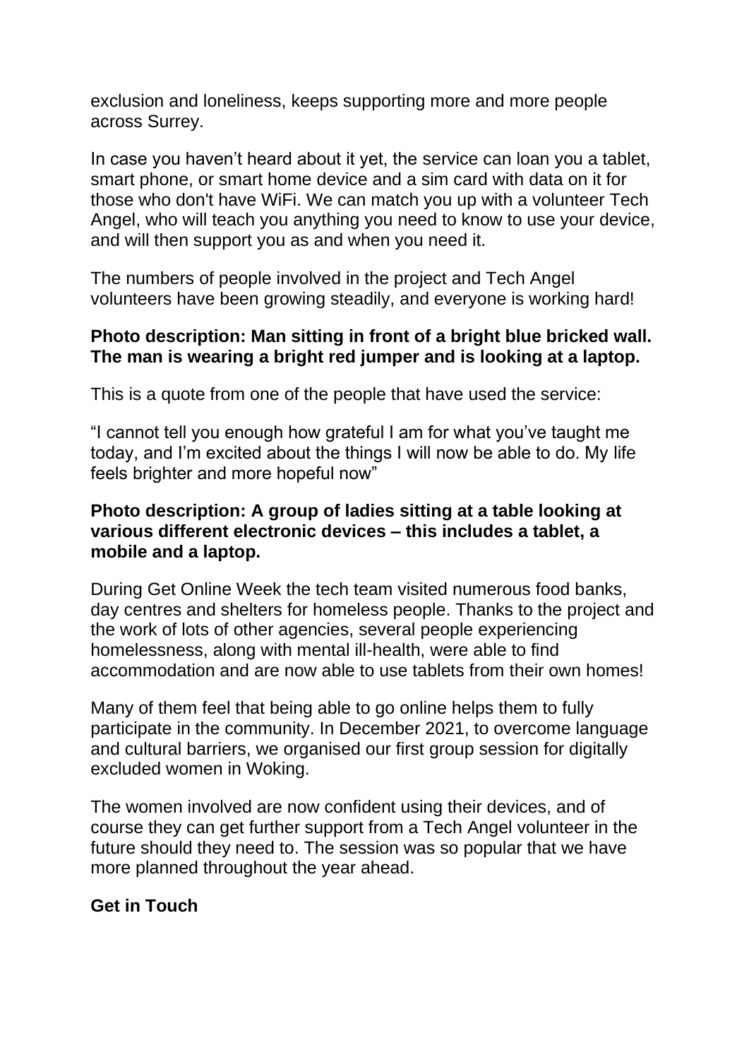exclusion and loneliness, keeps supporting more and more people across Surrey.

In case you haven't heard about it yet, the service can loan you a tablet, smart phone, or smart home device and a sim card with data on it for those who don't have WiFi. We can match you up with a volunteer Tech Angel, who will teach you anything you need to know to use your device, and will then support you as and when you need it.

The numbers of people involved in the project and Tech Angel volunteers have been growing steadily, and everyone is working hard!

**Photo description: Man sitting in front of a bright blue bricked wall. The man is wearing a bright red jumper and is looking at a laptop.**

This is a quote from one of the people that have used the service:

"I cannot tell you enough how grateful I am for what you've taught me today, and I'm excited about the things I will now be able to do. My life feels brighter and more hopeful now"

**Photo description: A group of ladies sitting at a table looking at various different electronic devices – this includes a tablet, a mobile and a laptop.**

During Get Online Week the tech team visited numerous food banks, day centres and shelters for homeless people. Thanks to the project and the work of lots of other agencies, several people experiencing homelessness, along with mental ill-health, were able to find accommodation and are now able to use tablets from their own homes!

Many of them feel that being able to go online helps them to fully participate in the community. In December 2021, to overcome language and cultural barriers, we organised our first group session for digitally excluded women in Woking.

The women involved are now confident using their devices, and of course they can get further support from a Tech Angel volunteer in the future should they need to. The session was so popular that we have more planned throughout the year ahead.

**Get in Touch**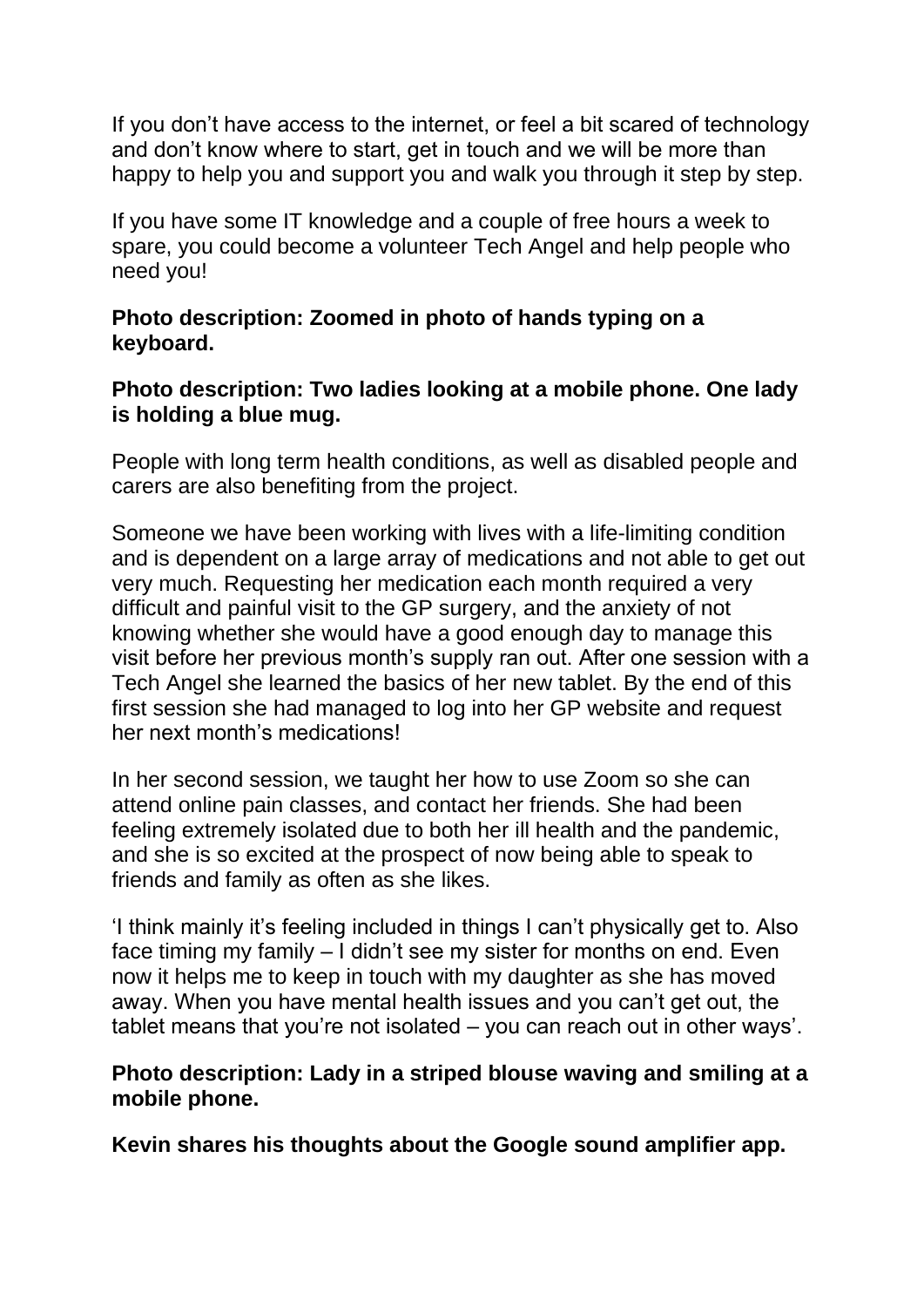If you don't have access to the internet, or feel a bit scared of technology and don't know where to start, get in touch and we will be more than happy to help you and support you and walk you through it step by step.

If you have some IT knowledge and a couple of free hours a week to spare, you could become a volunteer Tech Angel and help people who need you!

**Photo description: Zoomed in photo of hands typing on a keyboard.**

**Photo description: Two ladies looking at a mobile phone. One lady is holding a blue mug.**

People with long term health conditions, as well as disabled people and carers are also benefiting from the project.

Someone we have been working with lives with a life-limiting condition and is dependent on a large array of medications and not able to get out very much. Requesting her medication each month required a very difficult and painful visit to the GP surgery, and the anxiety of not knowing whether she would have a good enough day to manage this visit before her previous month's supply ran out. After one session with a Tech Angel she learned the basics of her new tablet. By the end of this first session she had managed to log into her GP website and request her next month's medications!

In her second session, we taught her how to use Zoom so she can attend online pain classes, and contact her friends. She had been feeling extremely isolated due to both her ill health and the pandemic, and she is so excited at the prospect of now being able to speak to friends and family as often as she likes.

'I think mainly it's feeling included in things I can't physically get to. Also face timing my family – I didn't see my sister for months on end. Even now it helps me to keep in touch with my daughter as she has moved away. When you have mental health issues and you can't get out, the tablet means that you're not isolated – you can reach out in other ways'.

**Photo description: Lady in a striped blouse waving and smiling at a mobile phone.**

**Kevin shares his thoughts about the Google sound amplifier app.**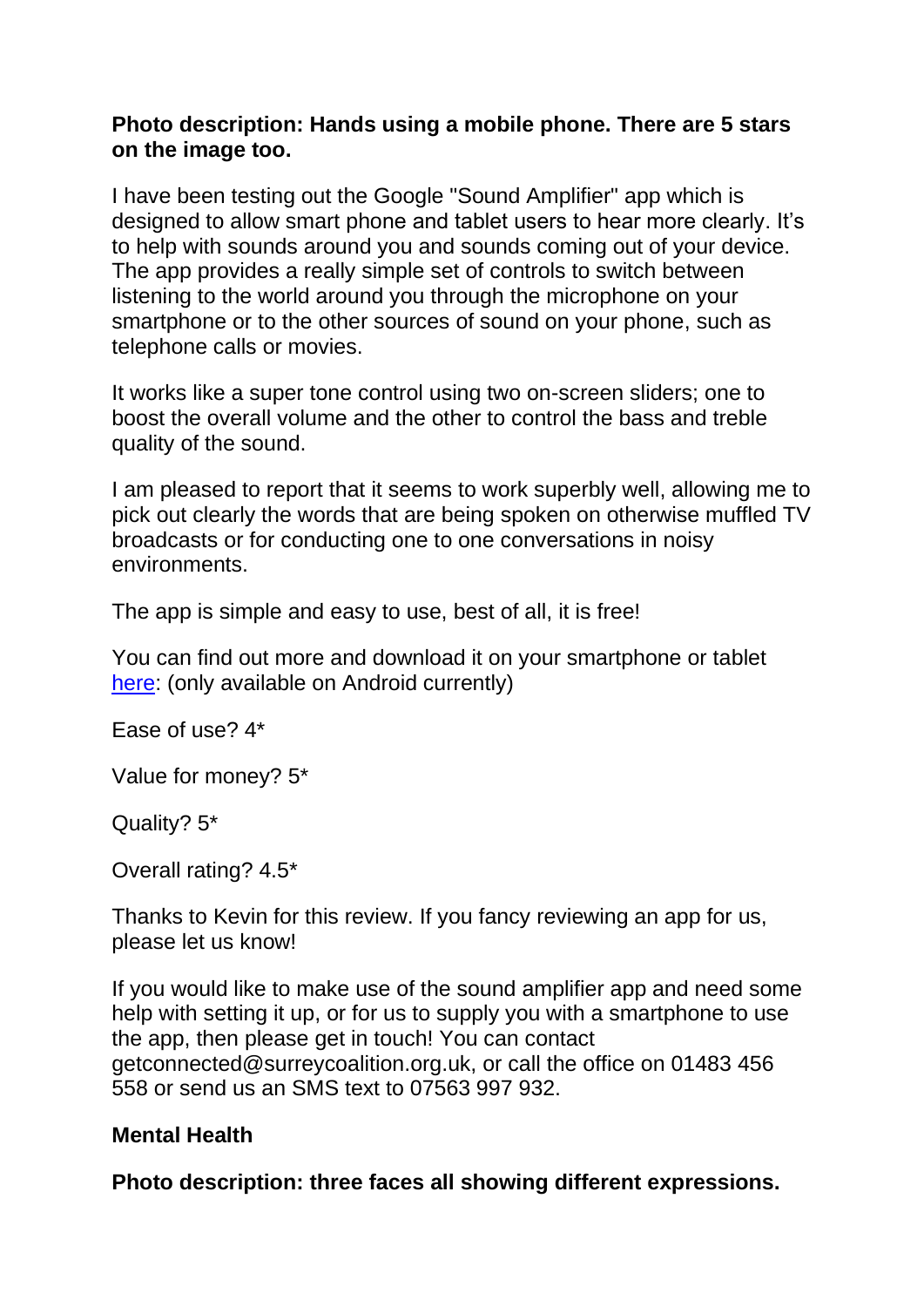**Photo description: Hands using a mobile phone. There are 5 stars on the image too.**

I have been testing out the Google "Sound Amplifier" app which is designed to allow smart phone and tablet users to hear more clearly. It's to help with sounds around you and sounds coming out of your device. The app provides a really simple set of controls to switch between listening to the world around you through the microphone on your smartphone or to the other sources of sound on your phone, such as telephone calls or movies.

It works like a super tone control using two on-screen sliders; one to boost the overall volume and the other to control the bass and treble quality of the sound.

I am pleased to report that it seems to work superbly well, allowing me to pick out clearly the words that are being spoken on otherwise muffled TV broadcasts or for conducting one to one conversations in noisy environments.

The app is simple and easy to use, best of all, it is free!

You can find out more and download it on your smartphone or tablet here: (only available on Android currently)

Ease of use? 4*

Value for money? 5*

Quality? 5*

Overall rating? 4.5*

Thanks to Kevin for this review. If you fancy reviewing an app for us, please let us know!

If you would like to make use of the sound amplifier app and need some help with setting it up, or for us to supply you with a smartphone to use the app, then please get in touch! You can contact getconnected@surreycoalition.org.uk, or call the office on 01483 456 558 or send us an SMS text to 07563 997 932.

## Mental Health

**Photo description: three faces all showing different expressions.**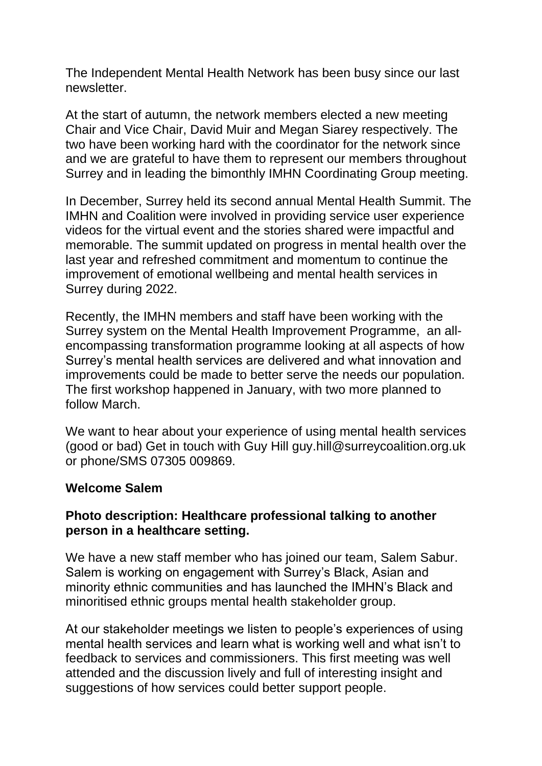The Independent Mental Health Network has been busy since our last newsletter.

At the start of autumn, the network members elected a new meeting Chair and Vice Chair, David Muir and Megan Siarey respectively. The two have been working hard with the coordinator for the network since and we are grateful to have them to represent our members throughout Surrey and in leading the bimonthly IMHN Coordinating Group meeting.

In December, Surrey held its second annual Mental Health Summit. The IMHN and Coalition were involved in providing service user experience videos for the virtual event and the stories shared were impactful and memorable. The summit updated on progress in mental health over the last year and refreshed commitment and momentum to continue the improvement of emotional wellbeing and mental health services in Surrey during 2022.

Recently, the IMHN members and staff have been working with the Surrey system on the Mental Health Improvement Programme, an all-encompassing transformation programme looking at all aspects of how Surrey's mental health services are delivered and what innovation and improvements could be made to better serve the needs our population. The first workshop happened in January, with two more planned to follow March.

We want to hear about your experience of using mental health services (good or bad) Get in touch with Guy Hill guy.hill@surreycoalition.org.uk or phone/SMS 07305 009869.

**Welcome Salem**

**Photo description: Healthcare professional talking to another person in a healthcare setting.**

We have a new staff member who has joined our team, Salem Sabur. Salem is working on engagement with Surrey's Black, Asian and minority ethnic communities and has launched the IMHN's Black and minoritised ethnic groups mental health stakeholder group.

At our stakeholder meetings we listen to people's experiences of using mental health services and learn what is working well and what isn't to feedback to services and commissioners. This first meeting was well attended and the discussion lively and full of interesting insight and suggestions of how services could better support people.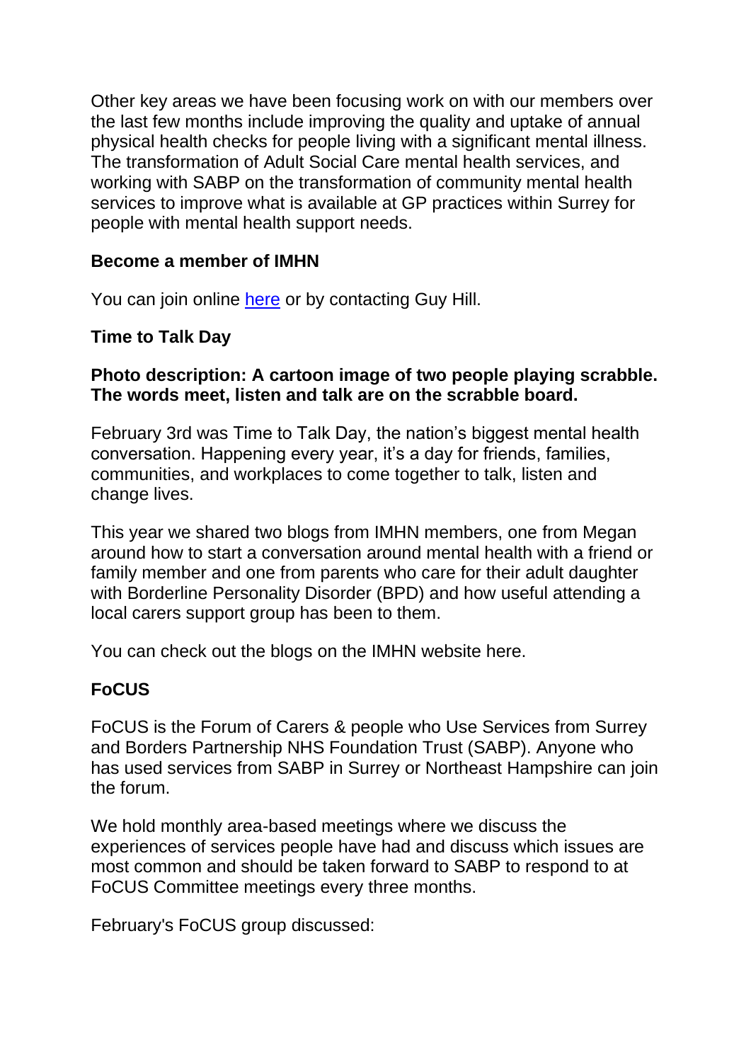Other key areas we have been focusing work on with our members over the last few months include improving the quality and uptake of annual physical health checks for people living with a significant mental illness. The transformation of Adult Social Care mental health services, and working with SABP on the transformation of community mental health services to improve what is available at GP practices within Surrey for people with mental health support needs.

**Become a member of IMHN**

You can join online [here]() or by contacting Guy Hill.

**Time to Talk Day**

**Photo description: A cartoon image of two people playing scrabble. The words meet, listen and talk are on the scrabble board.**

February 3rd was Time to Talk Day, the nation's biggest mental health conversation. Happening every year, it's a day for friends, families, communities, and workplaces to come together to talk, listen and change lives.

This year we shared two blogs from IMHN members, one from Megan around how to start a conversation around mental health with a friend or family member and one from parents who care for their adult daughter with Borderline Personality Disorder (BPD) and how useful attending a local carers support group has been to them.

You can check out the blogs on the IMHN website here.

**FoCUS**

FoCUS is the Forum of Carers & people who Use Services from Surrey and Borders Partnership NHS Foundation Trust (SABP). Anyone who has used services from SABP in Surrey or Northeast Hampshire can join the forum.

We hold monthly area-based meetings where we discuss the experiences of services people have had and discuss which issues are most common and should be taken forward to SABP to respond to at FoCUS Committee meetings every three months.

February's FoCUS group discussed: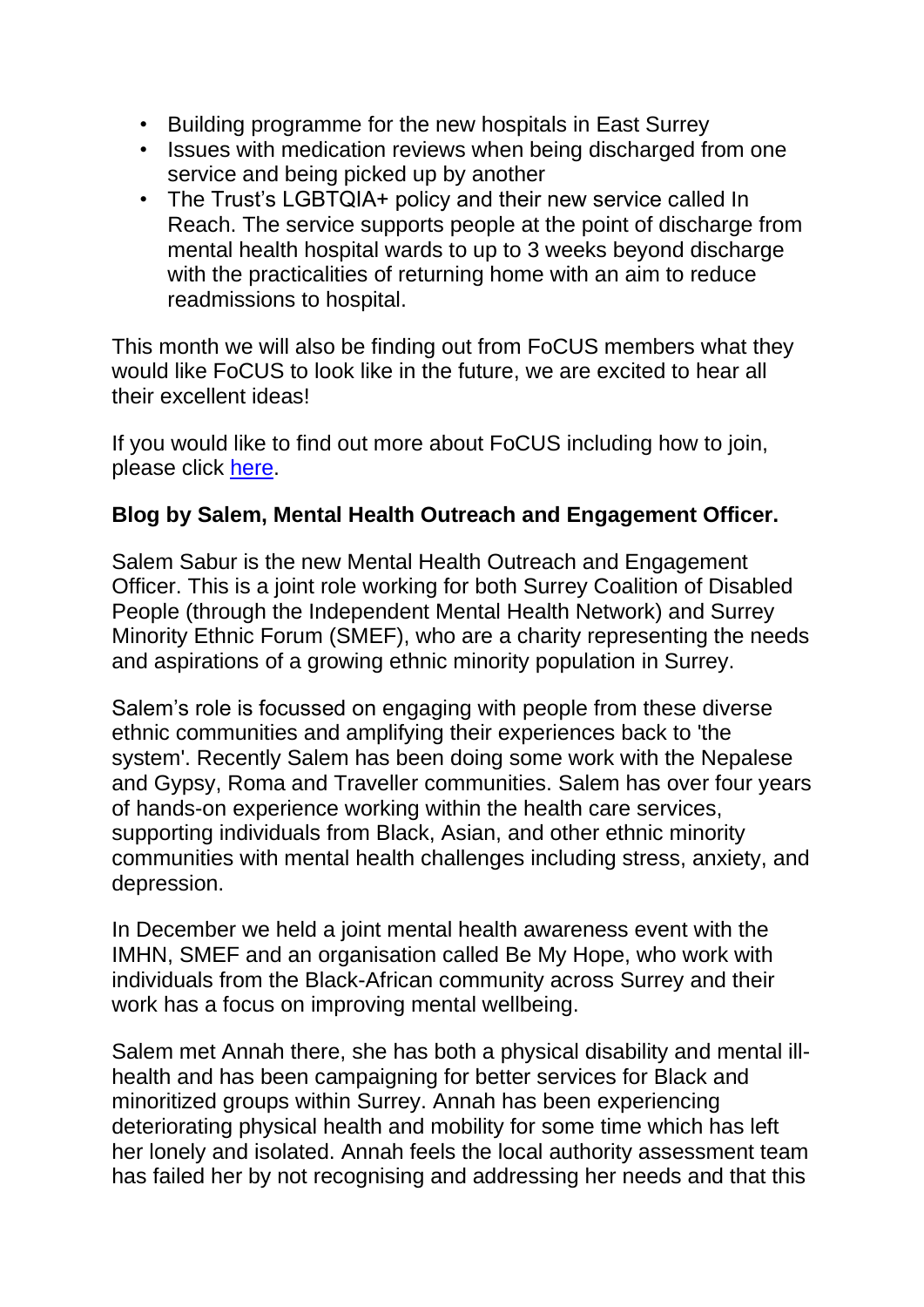- Building programme for the new hospitals in East Surrey
- Issues with medication reviews when being discharged from one service and being picked up by another
- The Trust's LGBTQIA+ policy and their new service called In Reach. The service supports people at the point of discharge from mental health hospital wards to up to 3 weeks beyond discharge with the practicalities of returning home with an aim to reduce readmissions to hospital.

This month we will also be finding out from FoCUS members what they would like FoCUS to look like in the future, we are excited to hear all their excellent ideas!

If you would like to find out more about FoCUS including how to join, please click here.

**Blog by Salem, Mental Health Outreach and Engagement Officer.**

Salem Sabur is the new Mental Health Outreach and Engagement Officer. This is a joint role working for both Surrey Coalition of Disabled People (through the Independent Mental Health Network) and Surrey Minority Ethnic Forum (SMEF), who are a charity representing the needs and aspirations of a growing ethnic minority population in Surrey.

Salem's role is focussed on engaging with people from these diverse ethnic communities and amplifying their experiences back to 'the system'. Recently Salem has been doing some work with the Nepalese and Gypsy, Roma and Traveller communities. Salem has over four years of hands-on experience working within the health care services, supporting individuals from Black, Asian, and other ethnic minority communities with mental health challenges including stress, anxiety, and depression.

In December we held a joint mental health awareness event with the IMHN, SMEF and an organisation called Be My Hope, who work with individuals from the Black-African community across Surrey and their work has a focus on improving mental wellbeing.

Salem met Annah there, she has both a physical disability and mental ill-health and has been campaigning for better services for Black and minoritized groups within Surrey. Annah has been experiencing deteriorating physical health and mobility for some time which has left her lonely and isolated. Annah feels the local authority assessment team has failed her by not recognising and addressing her needs and that this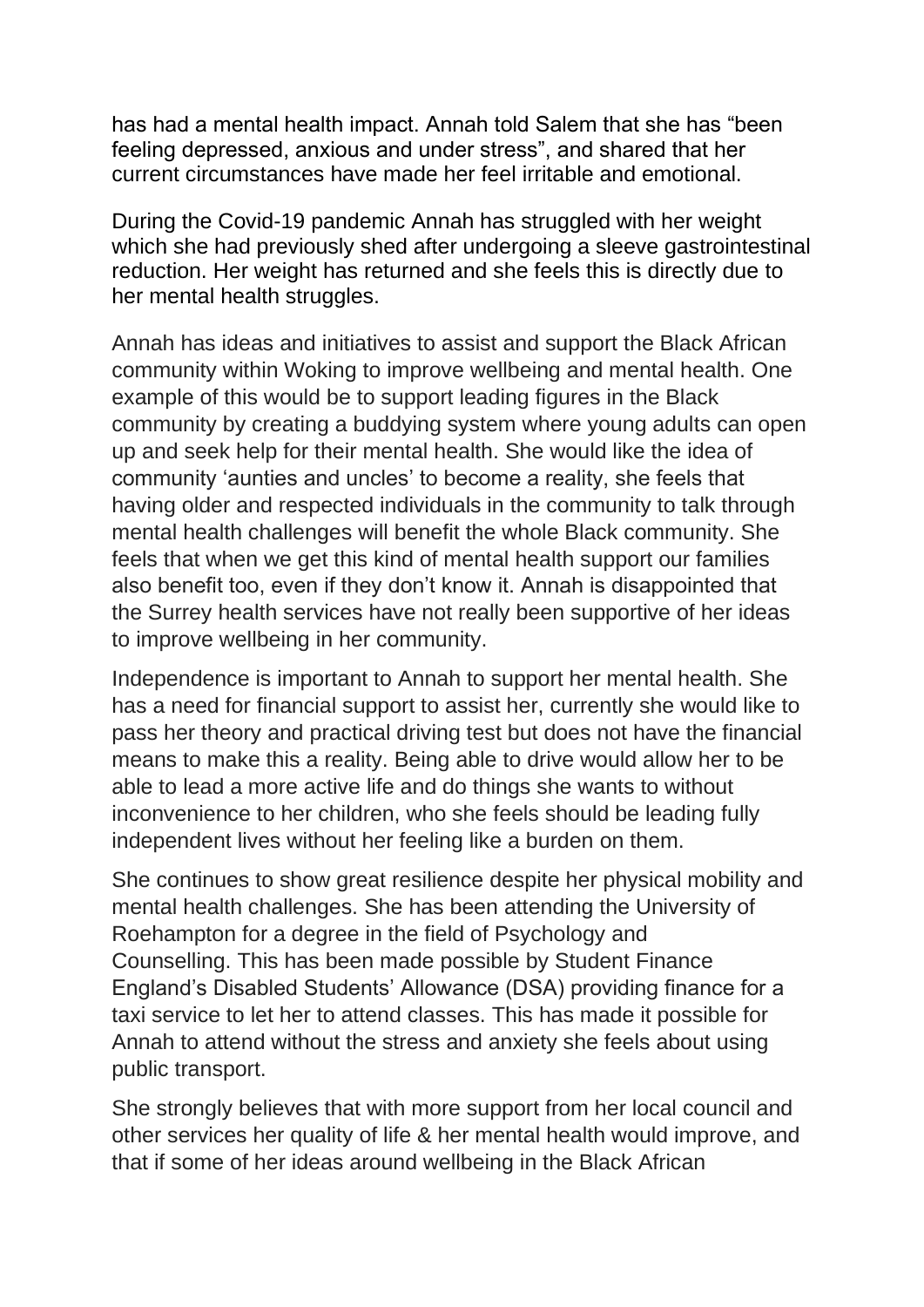has had a mental health impact. Annah told Salem that she has "been feeling depressed, anxious and under stress", and shared that her current circumstances have made her feel irritable and emotional.

During the Covid-19 pandemic Annah has struggled with her weight which she had previously shed after undergoing a sleeve gastrointestinal reduction. Her weight has returned and she feels this is directly due to her mental health struggles.

Annah has ideas and initiatives to assist and support the Black African community within Woking to improve wellbeing and mental health. One example of this would be to support leading figures in the Black community by creating a buddying system where young adults can open up and seek help for their mental health. She would like the idea of community 'aunties and uncles' to become a reality, she feels that having older and respected individuals in the community to talk through mental health challenges will benefit the whole Black community. She feels that when we get this kind of mental health support our families also benefit too, even if they don't know it. Annah is disappointed that the Surrey health services have not really been supportive of her ideas to improve wellbeing in her community.

Independence is important to Annah to support her mental health. She has a need for financial support to assist her, currently she would like to pass her theory and practical driving test but does not have the financial means to make this a reality. Being able to drive would allow her to be able to lead a more active life and do things she wants to without inconvenience to her children, who she feels should be leading fully independent lives without her feeling like a burden on them.

She continues to show great resilience despite her physical mobility and mental health challenges. She has been attending the University of Roehampton for a degree in the field of Psychology and Counselling. This has been made possible by Student Finance England's Disabled Students' Allowance (DSA) providing finance for a taxi service to let her to attend classes. This has made it possible for Annah to attend without the stress and anxiety she feels about using public transport.

She strongly believes that with more support from her local council and other services her quality of life & her mental health would improve, and that if some of her ideas around wellbeing in the Black African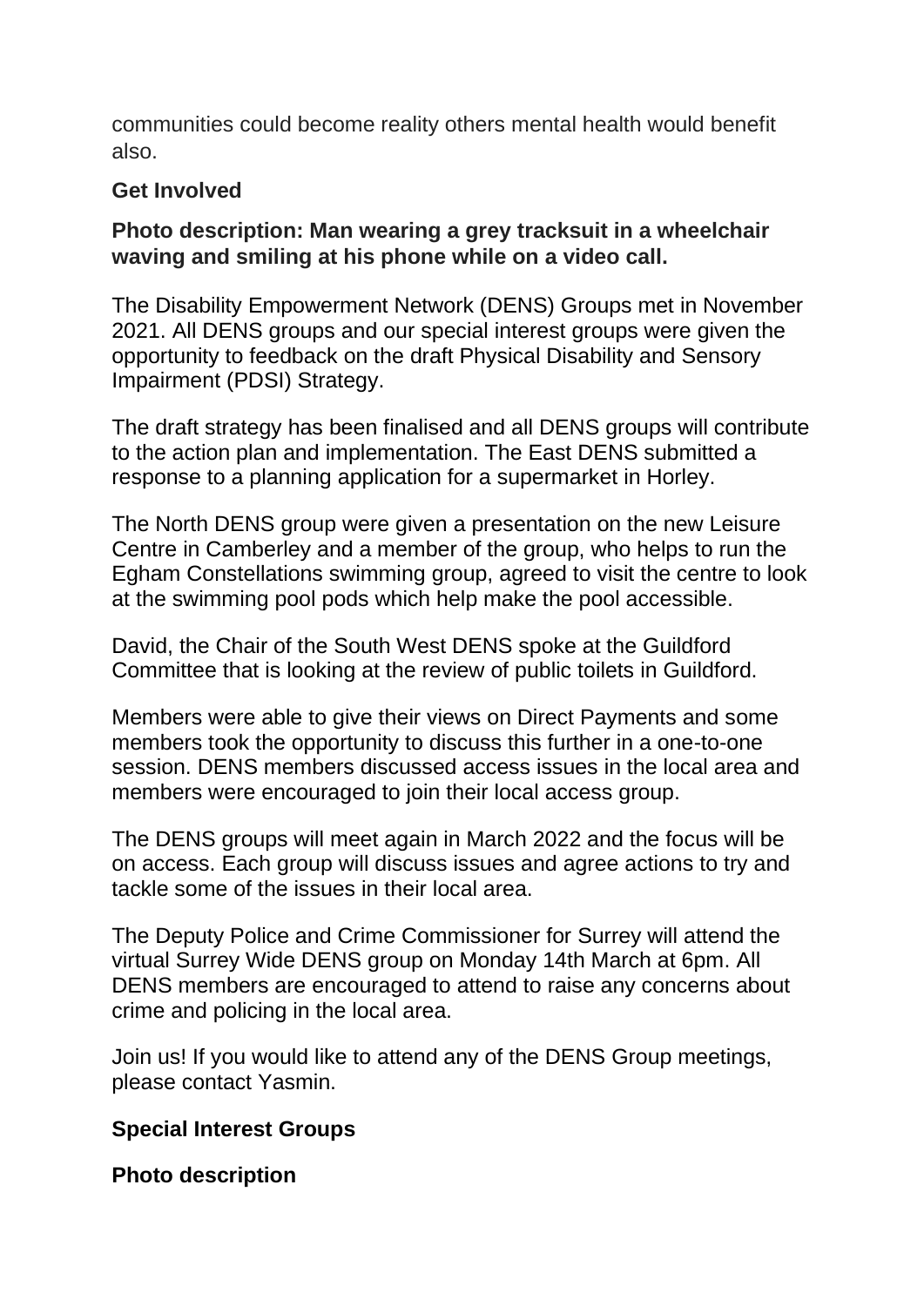communities could become reality others mental health would benefit also.

**Get Involved**

**Photo description: Man wearing a grey tracksuit in a wheelchair waving and smiling at his phone while on a video call.**

The Disability Empowerment Network (DENS) Groups met in November 2021. All DENS groups and our special interest groups were given the opportunity to feedback on the draft Physical Disability and Sensory Impairment (PDSI) Strategy.

The draft strategy has been finalised and all DENS groups will contribute to the action plan and implementation. The East DENS submitted a response to a planning application for a supermarket in Horley.

The North DENS group were given a presentation on the new Leisure Centre in Camberley and a member of the group, who helps to run the Egham Constellations swimming group, agreed to visit the centre to look at the swimming pool pods which help make the pool accessible.

David, the Chair of the South West DENS spoke at the Guildford Committee that is looking at the review of public toilets in Guildford.

Members were able to give their views on Direct Payments and some members took the opportunity to discuss this further in a one-to-one session. DENS members discussed access issues in the local area and members were encouraged to join their local access group.

The DENS groups will meet again in March 2022 and the focus will be on access. Each group will discuss issues and agree actions to try and tackle some of the issues in their local area.

The Deputy Police and Crime Commissioner for Surrey will attend the virtual Surrey Wide DENS group on Monday 14th March at 6pm. All DENS members are encouraged to attend to raise any concerns about crime and policing in the local area.

Join us! If you would like to attend any of the DENS Group meetings, please contact Yasmin.

**Special Interest Groups**

**Photo description**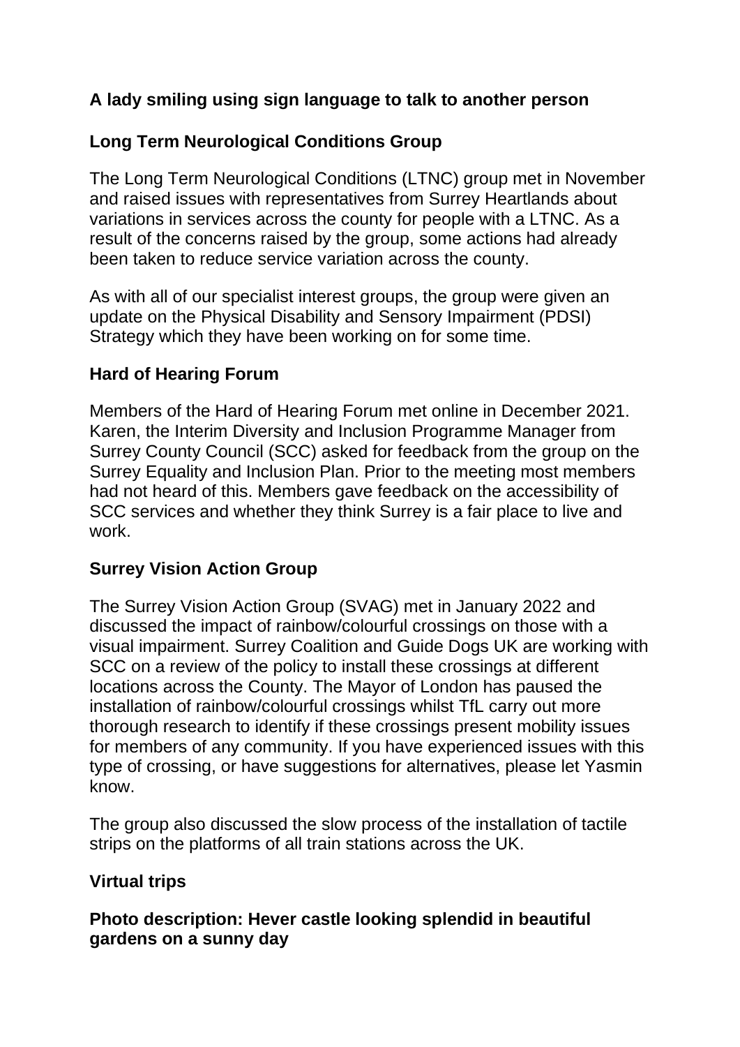**A lady smiling using sign language to talk to another person**

## Long Term Neurological Conditions Group

The Long Term Neurological Conditions (LTNC) group met in November and raised issues with representatives from Surrey Heartlands about variations in services across the county for people with a LTNC. As a result of the concerns raised by the group, some actions had already been taken to reduce service variation across the county.

As with all of our specialist interest groups, the group were given an update on the Physical Disability and Sensory Impairment (PDSI) Strategy which they have been working on for some time.

## Hard of Hearing Forum

Members of the Hard of Hearing Forum met online in December 2021. Karen, the Interim Diversity and Inclusion Programme Manager from Surrey County Council (SCC) asked for feedback from the group on the Surrey Equality and Inclusion Plan. Prior to the meeting most members had not heard of this. Members gave feedback on the accessibility of SCC services and whether they think Surrey is a fair place to live and work.

## Surrey Vision Action Group

The Surrey Vision Action Group (SVAG) met in January 2022 and discussed the impact of rainbow/colourful crossings on those with a visual impairment. Surrey Coalition and Guide Dogs UK are working with SCC on a review of the policy to install these crossings at different locations across the County. The Mayor of London has paused the installation of rainbow/colourful crossings whilst TfL carry out more thorough research to identify if these crossings present mobility issues for members of any community. If you have experienced issues with this type of crossing, or have suggestions for alternatives, please let Yasmin know.

The group also discussed the slow process of the installation of tactile strips on the platforms of all train stations across the UK.

## Virtual trips

**Photo description: Hever castle looking splendid in beautiful gardens on a sunny day**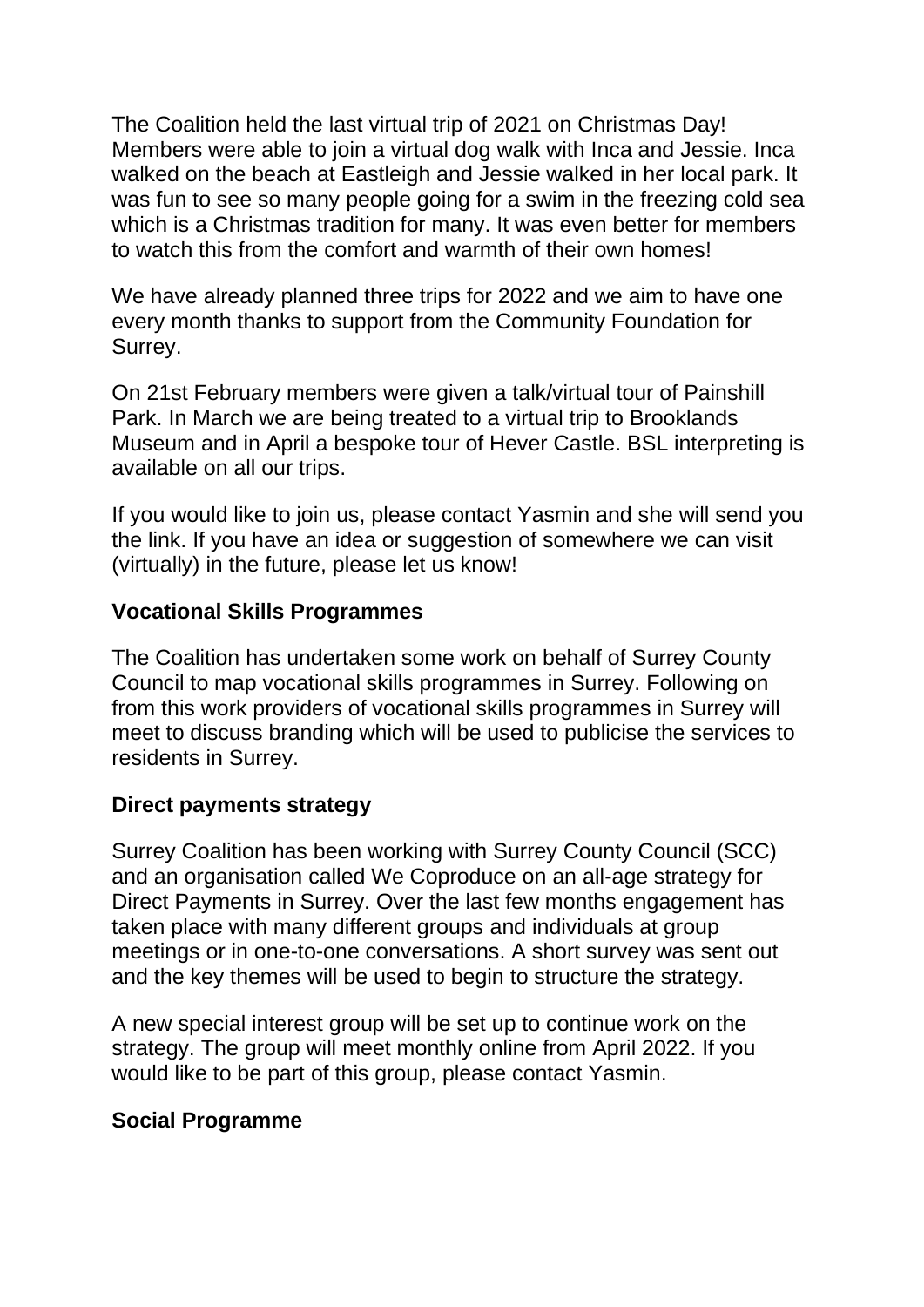The Coalition held the last virtual trip of 2021 on Christmas Day! Members were able to join a virtual dog walk with Inca and Jessie. Inca walked on the beach at Eastleigh and Jessie walked in her local park. It was fun to see so many people going for a swim in the freezing cold sea which is a Christmas tradition for many. It was even better for members to watch this from the comfort and warmth of their own homes!

We have already planned three trips for 2022 and we aim to have one every month thanks to support from the Community Foundation for Surrey.

On 21st February members were given a talk/virtual tour of Painshill Park. In March we are being treated to a virtual trip to Brooklands Museum and in April a bespoke tour of Hever Castle. BSL interpreting is available on all our trips.

If you would like to join us, please contact Yasmin and she will send you the link. If you have an idea or suggestion of somewhere we can visit (virtually) in the future, please let us know!

**Vocational Skills Programmes**

The Coalition has undertaken some work on behalf of Surrey County Council to map vocational skills programmes in Surrey. Following on from this work providers of vocational skills programmes in Surrey will meet to discuss branding which will be used to publicise the services to residents in Surrey.

**Direct payments strategy**

Surrey Coalition has been working with Surrey County Council (SCC) and an organisation called We Coproduce on an all-age strategy for Direct Payments in Surrey. Over the last few months engagement has taken place with many different groups and individuals at group meetings or in one-to-one conversations. A short survey was sent out and the key themes will be used to begin to structure the strategy.

A new special interest group will be set up to continue work on the strategy. The group will meet monthly online from April 2022. If you would like to be part of this group, please contact Yasmin.

**Social Programme**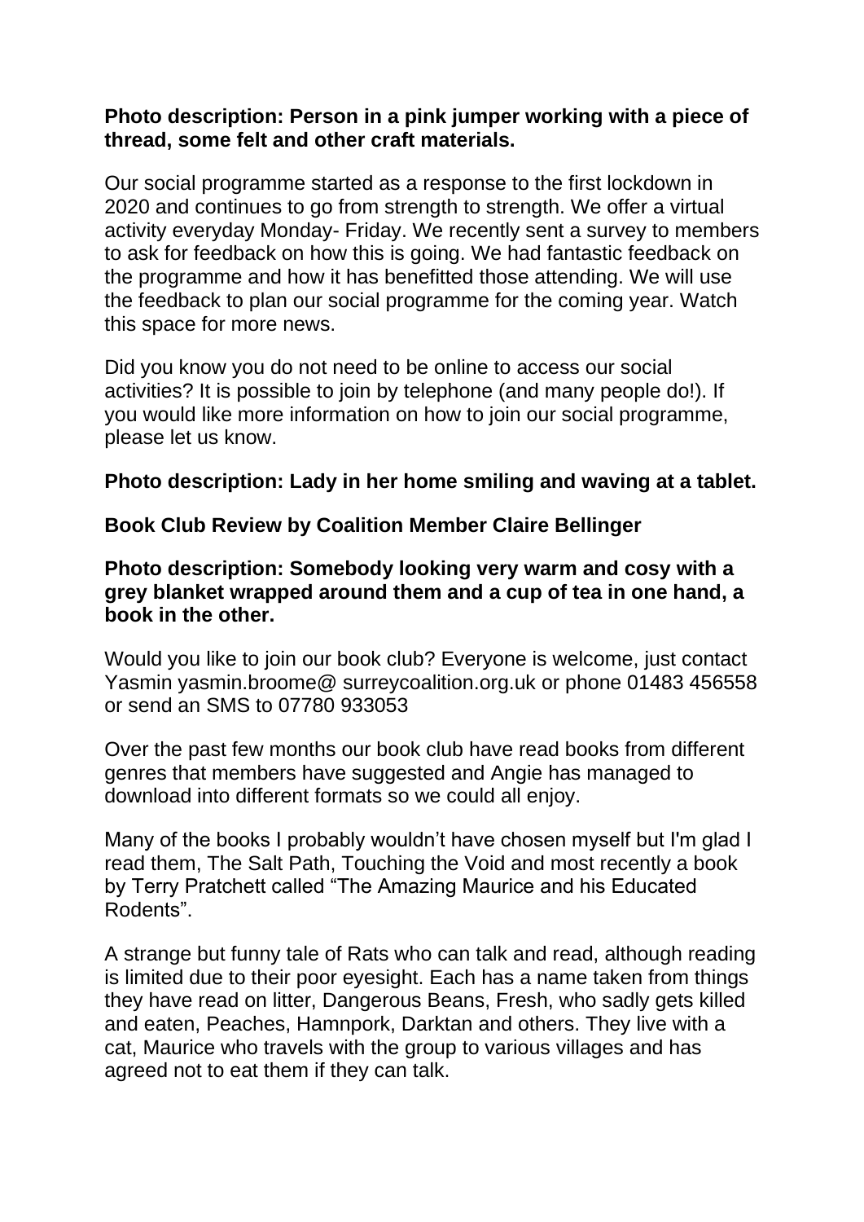**Photo description: Person in a pink jumper working with a piece of thread, some felt and other craft materials.**

Our social programme started as a response to the first lockdown in 2020 and continues to go from strength to strength. We offer a virtual activity everyday Monday- Friday. We recently sent a survey to members to ask for feedback on how this is going. We had fantastic feedback on the programme and how it has benefitted those attending. We will use the feedback to plan our social programme for the coming year. Watch this space for more news.

Did you know you do not need to be online to access our social activities? It is possible to join by telephone (and many people do!). If you would like more information on how to join our social programme, please let us know.

**Photo description: Lady in her home smiling and waving at a tablet.**

**Book Club Review by Coalition Member Claire Bellinger**

**Photo description: Somebody looking very warm and cosy with a grey blanket wrapped around them and a cup of tea in one hand, a book in the other.**

Would you like to join our book club? Everyone is welcome, just contact Yasmin yasmin.broome@ surreycoalition.org.uk or phone 01483 456558 or send an SMS to 07780 933053

Over the past few months our book club have read books from different genres that members have suggested and Angie has managed to download into different formats so we could all enjoy.

Many of the books I probably wouldn't have chosen myself but I'm glad I read them, The Salt Path, Touching the Void and most recently a book by Terry Pratchett called "The Amazing Maurice and his Educated Rodents".

A strange but funny tale of Rats who can talk and read, although reading is limited due to their poor eyesight. Each has a name taken from things they have read on litter, Dangerous Beans, Fresh, who sadly gets killed and eaten, Peaches, Hamnpork, Darktan and others. They live with a cat, Maurice who travels with the group to various villages and has agreed not to eat them if they can talk.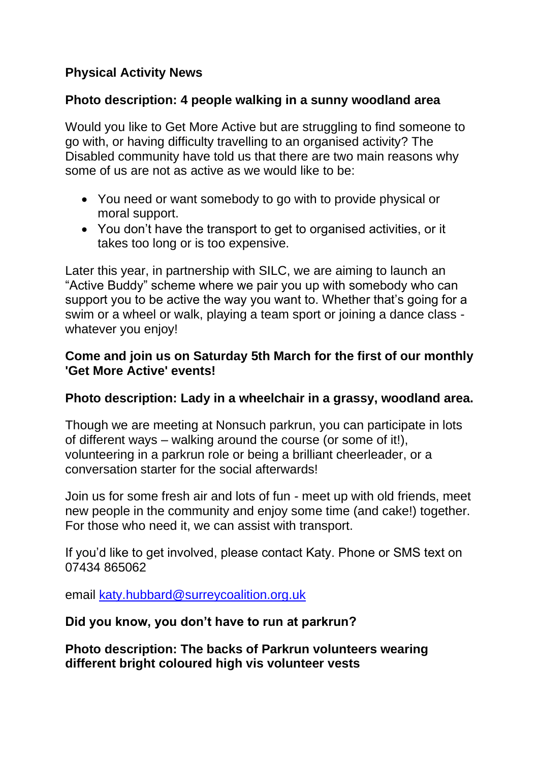**Physical Activity News**

**Photo description: 4 people walking in a sunny woodland area**

Would you like to Get More Active but are struggling to find someone to go with, or having difficulty travelling to an organised activity? The Disabled community have told us that there are two main reasons why some of us are not as active as we would like to be:

- You need or want somebody to go with to provide physical or moral support.
- You don't have the transport to get to organised activities, or it takes too long or is too expensive.

Later this year, in partnership with SILC, we are aiming to launch an "Active Buddy" scheme where we pair you up with somebody who can support you to be active the way you want to. Whether that's going for a swim or a wheel or walk, playing a team sport or joining a dance class - whatever you enjoy!

**Come and join us on Saturday 5th March for the first of our monthly 'Get More Active' events!**

**Photo description: Lady in a wheelchair in a grassy, woodland area.**

Though we are meeting at Nonsuch parkrun, you can participate in lots of different ways – walking around the course (or some of it!), volunteering in a parkrun role or being a brilliant cheerleader, or a conversation starter for the social afterwards!

Join us for some fresh air and lots of fun - meet up with old friends, meet new people in the community and enjoy some time (and cake!) together. For those who need it, we can assist with transport.

If you'd like to get involved, please contact Katy. Phone or SMS text on 07434 865062

email katy.hubbard@surreycoalition.org.uk

**Did you know, you don't have to run at parkrun?**

**Photo description: The backs of Parkrun volunteers wearing different bright coloured high vis volunteer vests**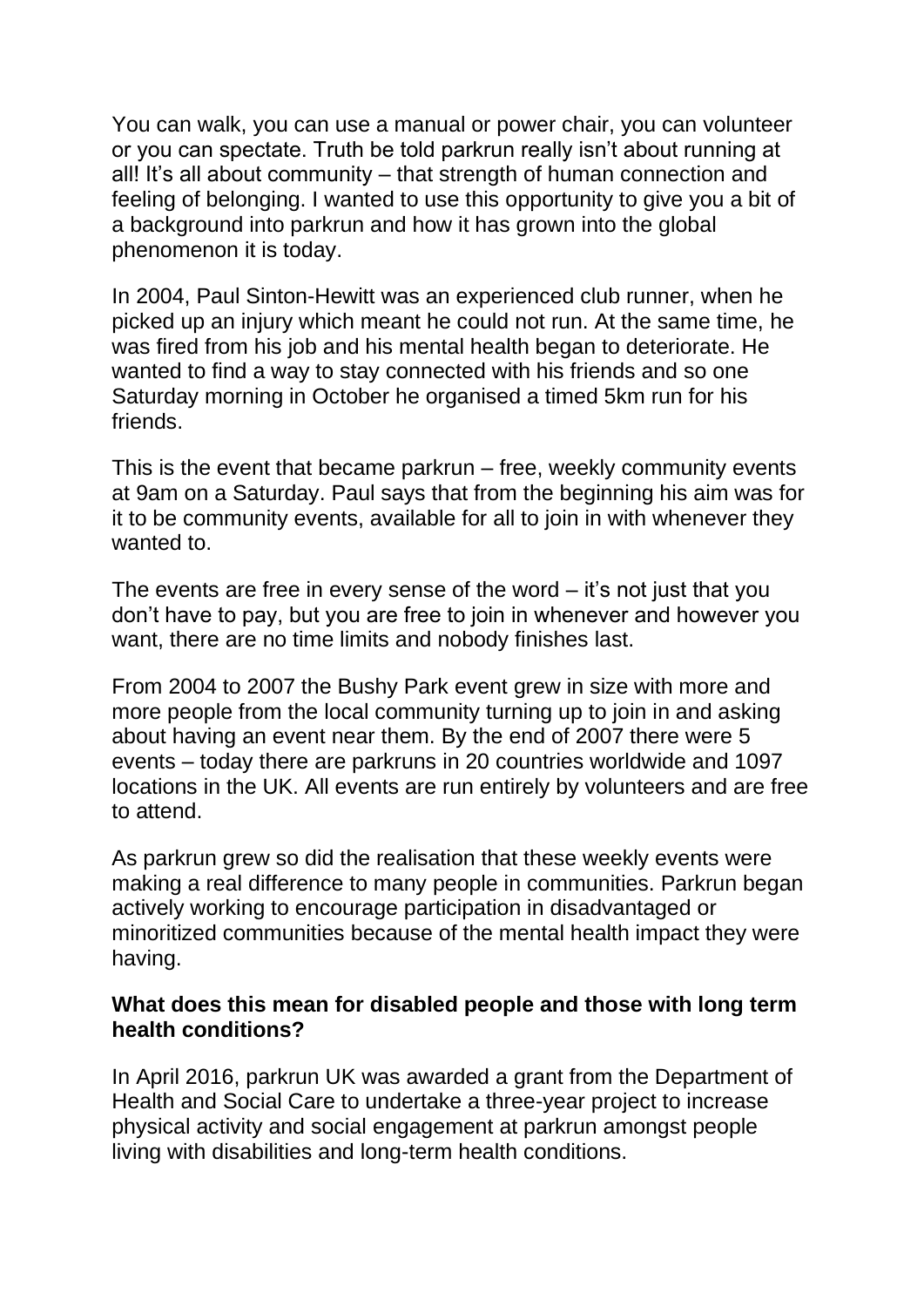You can walk, you can use a manual or power chair, you can volunteer or you can spectate. Truth be told parkrun really isn't about running at all! It's all about community – that strength of human connection and feeling of belonging. I wanted to use this opportunity to give you a bit of a background into parkrun and how it has grown into the global phenomenon it is today.

In 2004, Paul Sinton-Hewitt was an experienced club runner, when he picked up an injury which meant he could not run. At the same time, he was fired from his job and his mental health began to deteriorate. He wanted to find a way to stay connected with his friends and so one Saturday morning in October he organised a timed 5km run for his friends.

This is the event that became parkrun – free, weekly community events at 9am on a Saturday. Paul says that from the beginning his aim was for it to be community events, available for all to join in with whenever they wanted to.

The events are free in every sense of the word – it's not just that you don't have to pay, but you are free to join in whenever and however you want, there are no time limits and nobody finishes last.

From 2004 to 2007 the Bushy Park event grew in size with more and more people from the local community turning up to join in and asking about having an event near them. By the end of 2007 there were 5 events – today there are parkruns in 20 countries worldwide and 1097 locations in the UK. All events are run entirely by volunteers and are free to attend.

As parkrun grew so did the realisation that these weekly events were making a real difference to many people in communities. Parkrun began actively working to encourage participation in disadvantaged or minoritized communities because of the mental health impact they were having.

**What does this mean for disabled people and those with long term health conditions?**

In April 2016, parkrun UK was awarded a grant from the Department of Health and Social Care to undertake a three-year project to increase physical activity and social engagement at parkrun amongst people living with disabilities and long-term health conditions.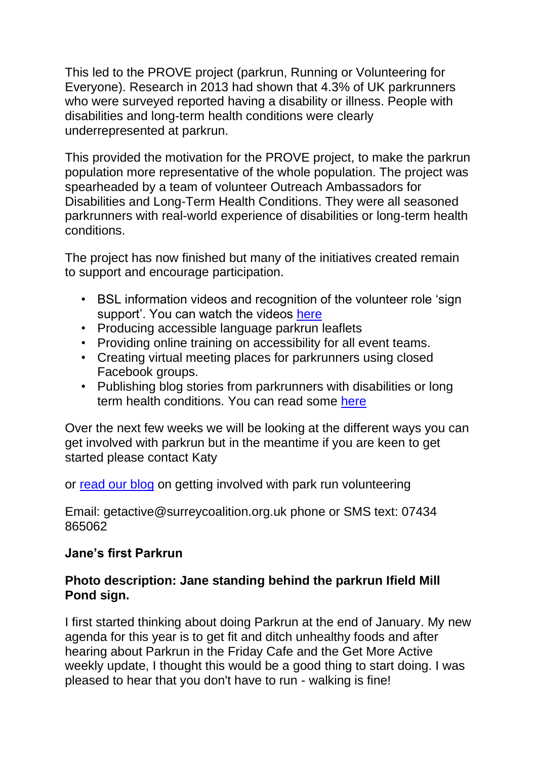This led to the PROVE project (parkrun, Running or Volunteering for Everyone). Research in 2013 had shown that 4.3% of UK parkrunners who were surveyed reported having a disability or illness. People with disabilities and long-term health conditions were clearly underrepresented at parkrun.

This provided the motivation for the PROVE project, to make the parkrun population more representative of the whole population. The project was spearheaded by a team of volunteer Outreach Ambassadors for Disabilities and Long-Term Health Conditions. They were all seasoned parkrunners with real-world experience of disabilities or long-term health conditions.

The project has now finished but many of the initiatives created remain to support and encourage participation.

- BSL information videos and recognition of the volunteer role 'sign support'. You can watch the videos here
- Producing accessible language parkrun leaflets
- Providing online training on accessibility for all event teams.
- Creating virtual meeting places for parkrunners using closed Facebook groups.
- Publishing blog stories from parkrunners with disabilities or long term health conditions. You can read some here

Over the next few weeks we will be looking at the different ways you can get involved with parkrun but in the meantime if you are keen to get started please contact Katy

or read our blog on getting involved with park run volunteering

Email: getactive@surreycoalition.org.uk phone or SMS text: 07434 865062

**Jane's first Parkrun**

**Photo description: Jane standing behind the parkrun Ifield Mill Pond sign.**

I first started thinking about doing Parkrun at the end of January. My new agenda for this year is to get fit and ditch unhealthy foods and after hearing about Parkrun in the Friday Cafe and the Get More Active weekly update, I thought this would be a good thing to start doing. I was pleased to hear that you don't have to run - walking is fine!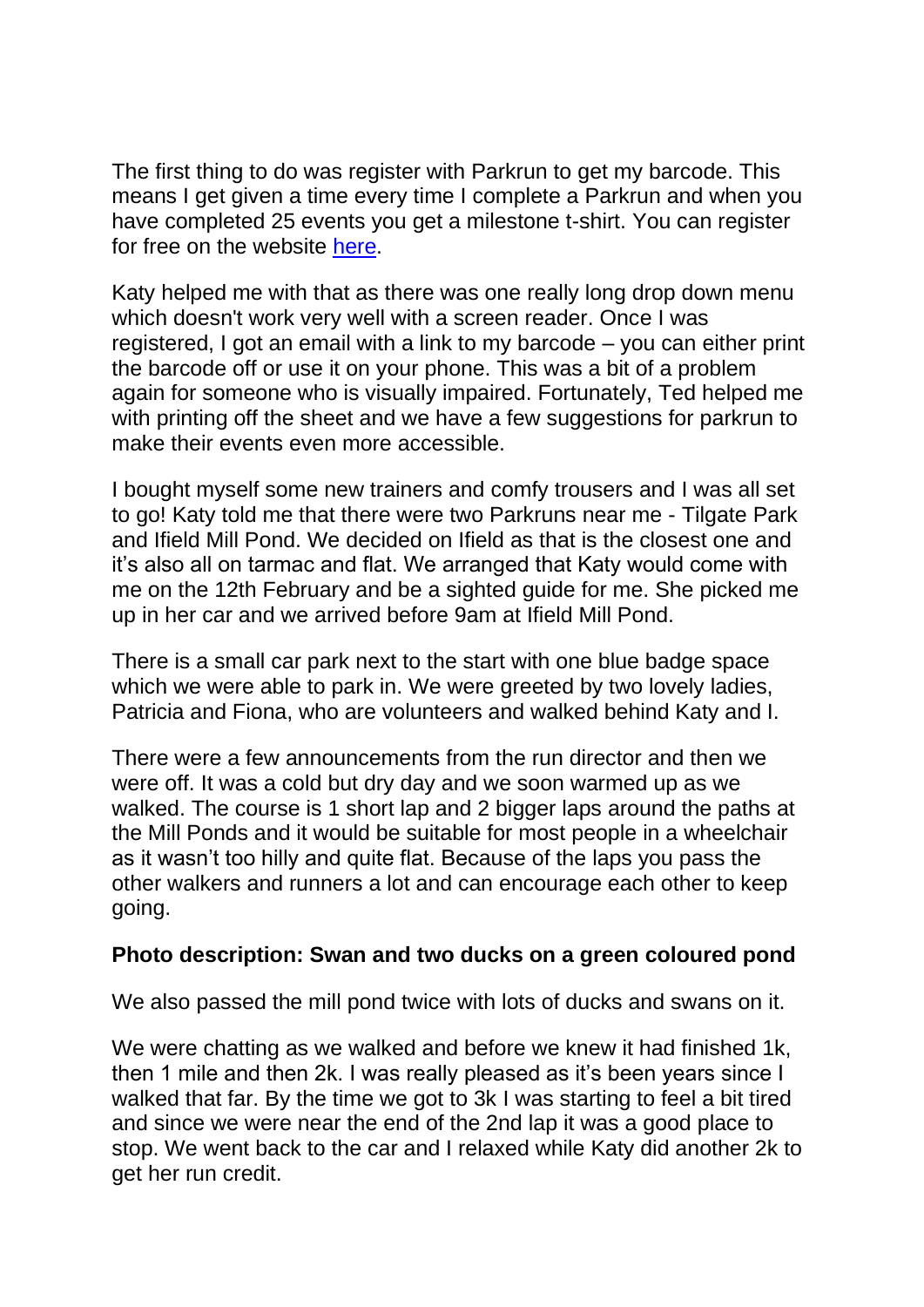The first thing to do was register with Parkrun to get my barcode. This means I get given a time every time I complete a Parkrun and when you have completed 25 events you get a milestone t-shirt. You can register for free on the website [here](here).

Katy helped me with that as there was one really long drop down menu which doesn't work very well with a screen reader. Once I was registered, I got an email with a link to my barcode – you can either print the barcode off or use it on your phone. This was a bit of a problem again for someone who is visually impaired. Fortunately, Ted helped me with printing off the sheet and we have a few suggestions for parkrun to make their events even more accessible.

I bought myself some new trainers and comfy trousers and I was all set to go! Katy told me that there were two Parkruns near me - Tilgate Park and Ifield Mill Pond. We decided on Ifield as that is the closest one and it's also all on tarmac and flat. We arranged that Katy would come with me on the 12th February and be a sighted guide for me. She picked me up in her car and we arrived before 9am at Ifield Mill Pond.

There is a small car park next to the start with one blue badge space which we were able to park in. We were greeted by two lovely ladies, Patricia and Fiona, who are volunteers and walked behind Katy and I.

There were a few announcements from the run director and then we were off. It was a cold but dry day and we soon warmed up as we walked. The course is 1 short lap and 2 bigger laps around the paths at the Mill Ponds and it would be suitable for most people in a wheelchair as it wasn't too hilly and quite flat. Because of the laps you pass the other walkers and runners a lot and can encourage each other to keep going.

**Photo description: Swan and two ducks on a green coloured pond**

We also passed the mill pond twice with lots of ducks and swans on it.

We were chatting as we walked and before we knew it had finished 1k, then 1 mile and then 2k. I was really pleased as it's been years since I walked that far. By the time we got to 3k I was starting to feel a bit tired and since we were near the end of the 2nd lap it was a good place to stop. We went back to the car and I relaxed while Katy did another 2k to get her run credit.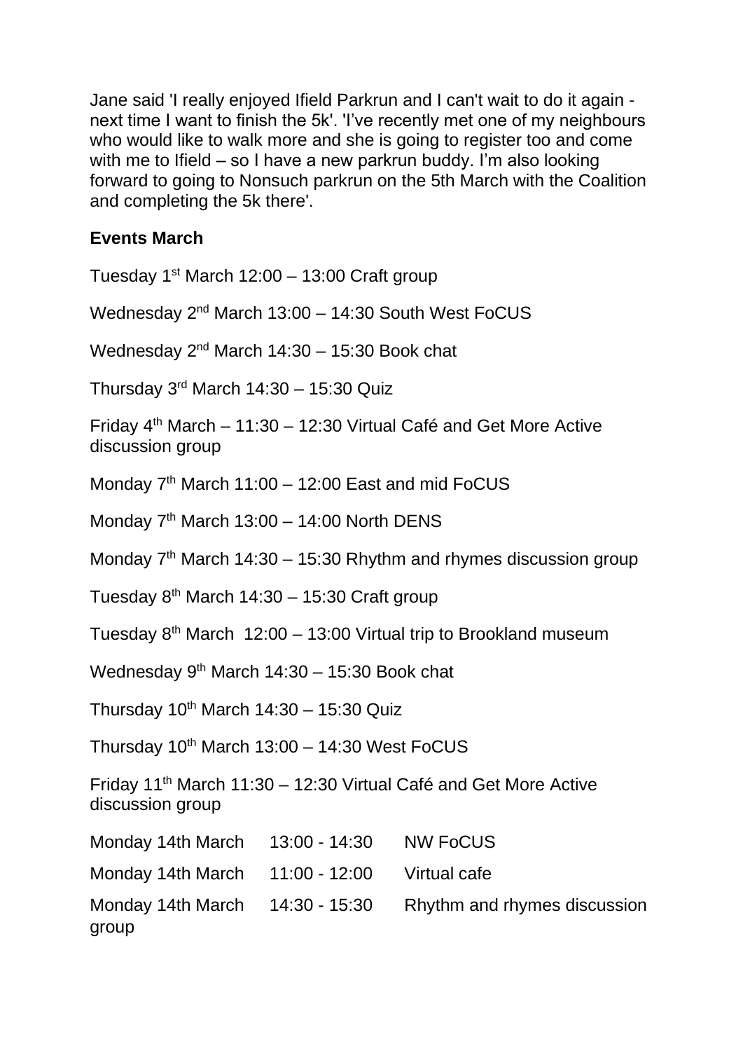Jane said 'I really enjoyed Ifield Parkrun and I can't wait to do it again - next time I want to finish the 5k'. 'I've recently met one of my neighbours who would like to walk more and she is going to register too and come with me to Ifield – so I have a new parkrun buddy. I'm also looking forward to going to Nonsuch parkrun on the 5th March with the Coalition and completing the 5k there'.

**Events March**

Tuesday 1st March 12:00 – 13:00 Craft group

Wednesday 2nd March 13:00 – 14:30 South West FoCUS

Wednesday 2nd March 14:30 – 15:30 Book chat

Thursday 3rd March 14:30 – 15:30 Quiz

Friday 4th March – 11:30 – 12:30 Virtual Café and Get More Active discussion group

Monday 7th March 11:00 – 12:00 East and mid FoCUS

Monday 7th March 13:00 – 14:00 North DENS

Monday 7th March 14:30 – 15:30 Rhythm and rhymes discussion group

Tuesday 8th March 14:30 – 15:30 Craft group

Tuesday 8th March 12:00 – 13:00 Virtual trip to Brookland museum

Wednesday 9th March 14:30 – 15:30 Book chat

Thursday 10th March 14:30 – 15:30 Quiz

Thursday 10th March 13:00 – 14:30 West FoCUS

Friday 11th March 11:30 – 12:30 Virtual Café and Get More Active discussion group

Monday 14th March 13:00 - 14:30 NW FoCUS

Monday 14th March 11:00 - 12:00 Virtual cafe

Monday 14th March 14:30 - 15:30 Rhythm and rhymes discussion group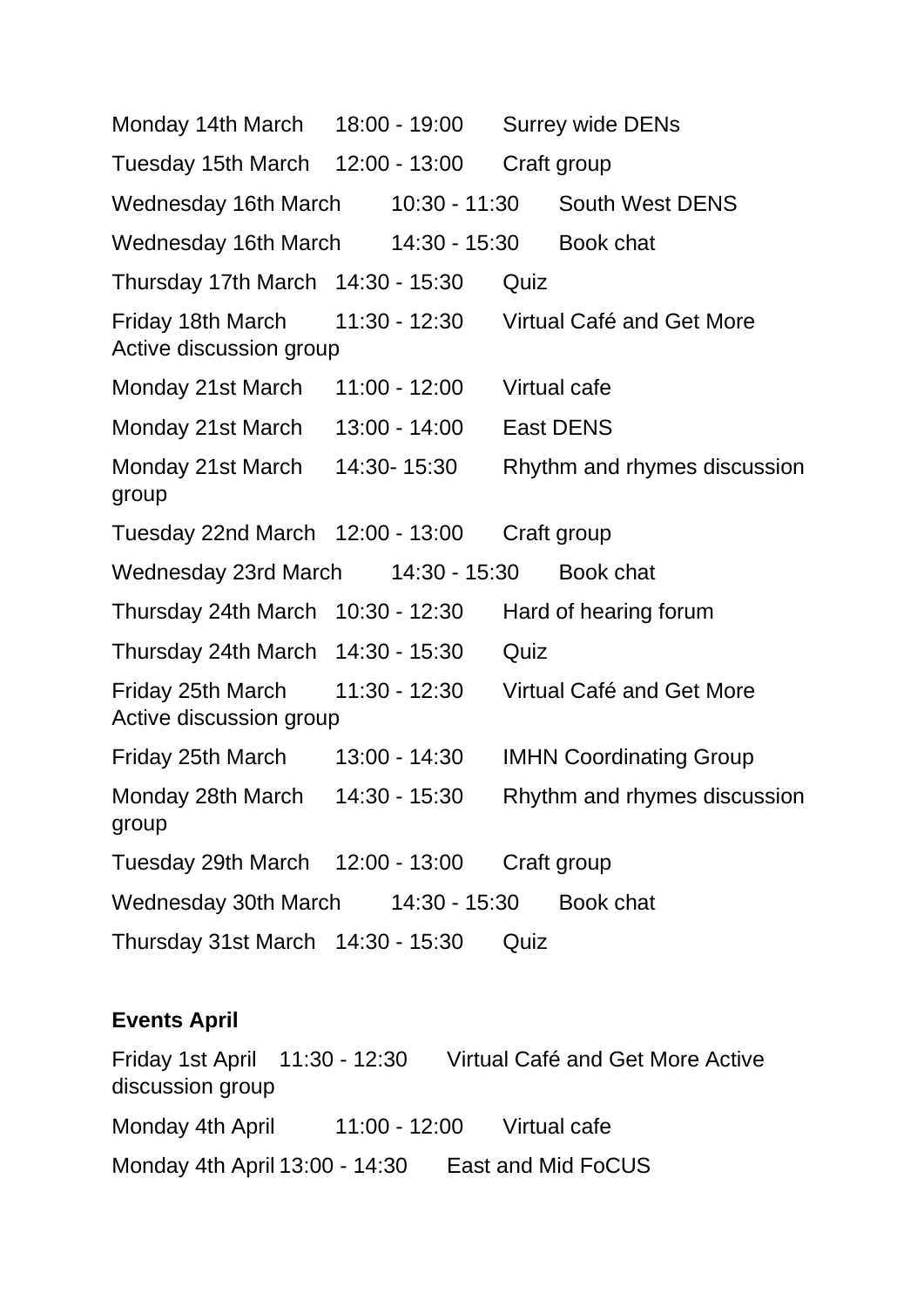Monday 14th March 18:00 - 19:00 Surrey wide DENs

Tuesday 15th March 12:00 - 13:00 Craft group

Wednesday 16th March 10:30 - 11:30 South West DENS

Wednesday 16th March 14:30 - 15:30 Book chat

Thursday 17th March 14:30 - 15:30 Quiz

Friday 18th March 11:30 - 12:30 Virtual Café and Get More Active discussion group

Monday 21st March 11:00 - 12:00 Virtual cafe

Monday 21st March 13:00 - 14:00 East DENS

Monday 21st March 14:30- 15:30 Rhythm and rhymes discussion group

Tuesday 22nd March 12:00 - 13:00 Craft group

Wednesday 23rd March 14:30 - 15:30 Book chat

Thursday 24th March 10:30 - 12:30 Hard of hearing forum

Thursday 24th March 14:30 - 15:30 Quiz

Friday 25th March 11:30 - 12:30 Virtual Café and Get More Active discussion group

Friday 25th March 13:00 - 14:30 IMHN Coordinating Group

Monday 28th March 14:30 - 15:30 Rhythm and rhymes discussion group

Tuesday 29th March 12:00 - 13:00 Craft group

Wednesday 30th March 14:30 - 15:30 Book chat

Thursday 31st March 14:30 - 15:30 Quiz

**Events April**

Friday 1st April 11:30 - 12:30 Virtual Café and Get More Active discussion group

Monday 4th April 11:00 - 12:00 Virtual cafe

Monday 4th April 13:00 - 14:30 East and Mid FoCUS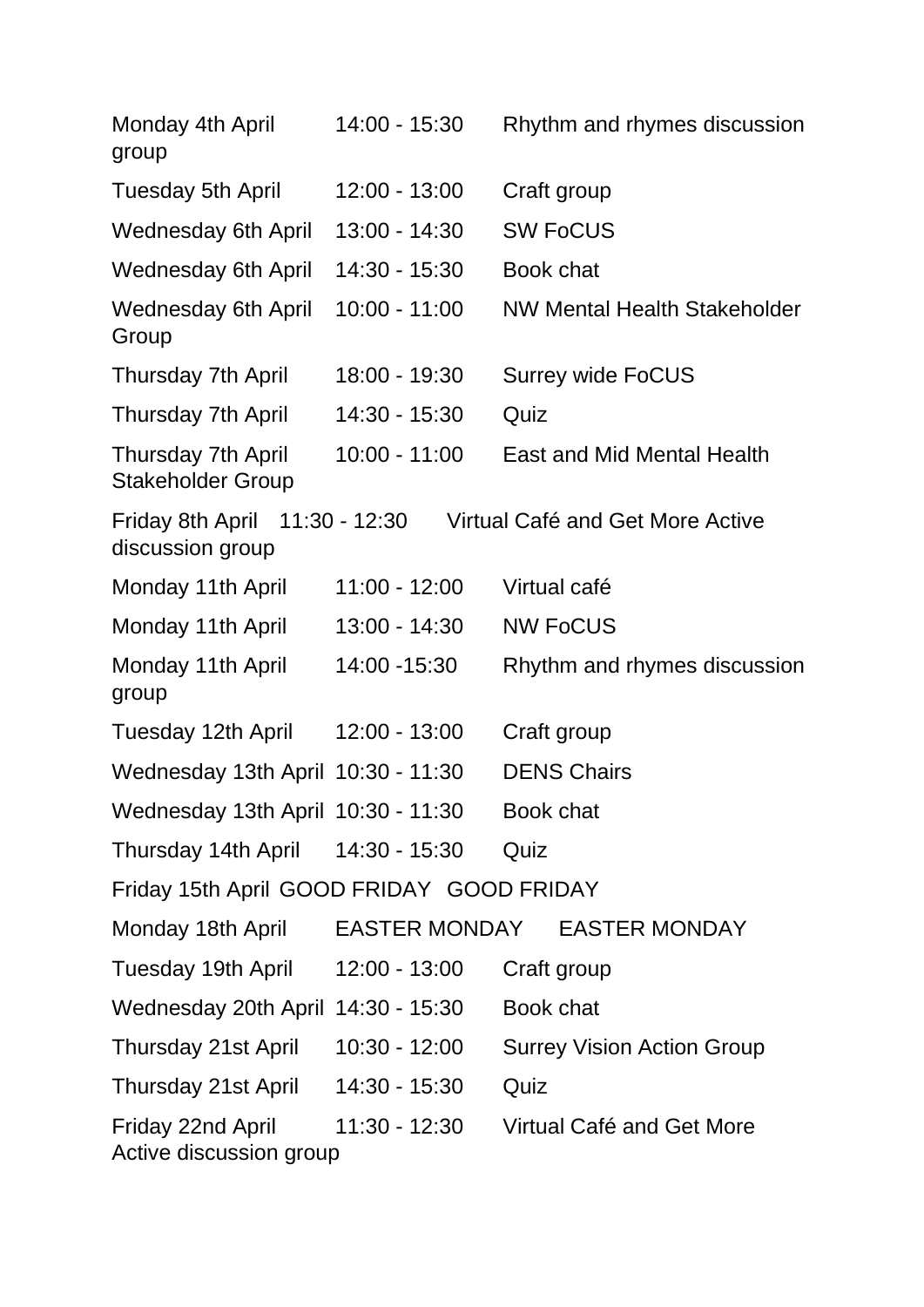Monday 4th April 14:00 - 15:30 Rhythm and rhymes discussion group

Tuesday 5th April 12:00 - 13:00 Craft group

Wednesday 6th April 13:00 - 14:30 SW FoCUS

Wednesday 6th April 14:30 - 15:30 Book chat

Wednesday 6th April 10:00 - 11:00 NW Mental Health Stakeholder Group

Thursday 7th April 18:00 - 19:30 Surrey wide FoCUS

Thursday 7th April 14:30 - 15:30 Quiz

Thursday 7th April 10:00 - 11:00 East and Mid Mental Health Stakeholder Group

Friday 8th April 11:30 - 12:30 Virtual Café and Get More Active discussion group

Monday 11th April 11:00 - 12:00 Virtual café

Monday 11th April 13:00 - 14:30 NW FoCUS

Monday 11th April 14:00 -15:30 Rhythm and rhymes discussion group

Tuesday 12th April 12:00 - 13:00 Craft group

Wednesday 13th April 10:30 - 11:30 DENS Chairs

Wednesday 13th April 10:30 - 11:30 Book chat

Thursday 14th April 14:30 - 15:30 Quiz

Friday 15th April GOOD FRIDAY GOOD FRIDAY

Monday 18th April EASTER MONDAY EASTER MONDAY

Tuesday 19th April 12:00 - 13:00 Craft group

Wednesday 20th April 14:30 - 15:30 Book chat

Thursday 21st April 10:30 - 12:00 Surrey Vision Action Group

Thursday 21st April 14:30 - 15:30 Quiz

Friday 22nd April 11:30 - 12:30 Virtual Café and Get More Active discussion group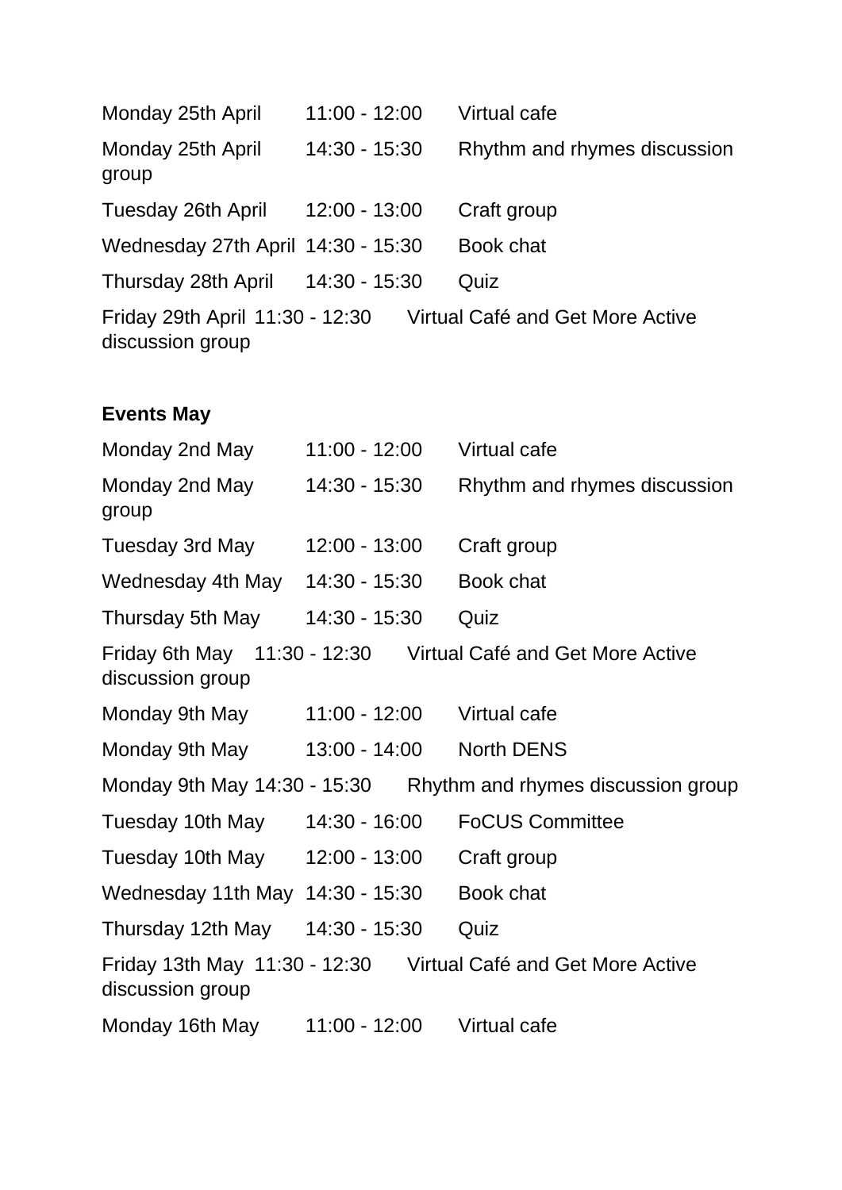Monday 25th April 11:00 - 12:00 Virtual cafe

Monday 25th April 14:30 - 15:30 Rhythm and rhymes discussion group

Tuesday 26th April 12:00 - 13:00 Craft group

Wednesday 27th April 14:30 - 15:30 Book chat

Thursday 28th April 14:30 - 15:30 Quiz

Friday 29th April 11:30 - 12:30 Virtual Café and Get More Active discussion group

**Events May**

Monday 2nd May 11:00 - 12:00 Virtual cafe

Monday 2nd May 14:30 - 15:30 Rhythm and rhymes discussion group

Tuesday 3rd May 12:00 - 13:00 Craft group

Wednesday 4th May 14:30 - 15:30 Book chat

Thursday 5th May 14:30 - 15:30 Quiz

Friday 6th May 11:30 - 12:30 Virtual Café and Get More Active discussion group

Monday 9th May 11:00 - 12:00 Virtual cafe

Monday 9th May 13:00 - 14:00 North DENS

Monday 9th May 14:30 - 15:30 Rhythm and rhymes discussion group

Tuesday 10th May 14:30 - 16:00 FoCUS Committee

Tuesday 10th May 12:00 - 13:00 Craft group

Wednesday 11th May 14:30 - 15:30 Book chat

Thursday 12th May 14:30 - 15:30 Quiz

Friday 13th May 11:30 - 12:30 Virtual Café and Get More Active discussion group

Monday 16th May 11:00 - 12:00 Virtual cafe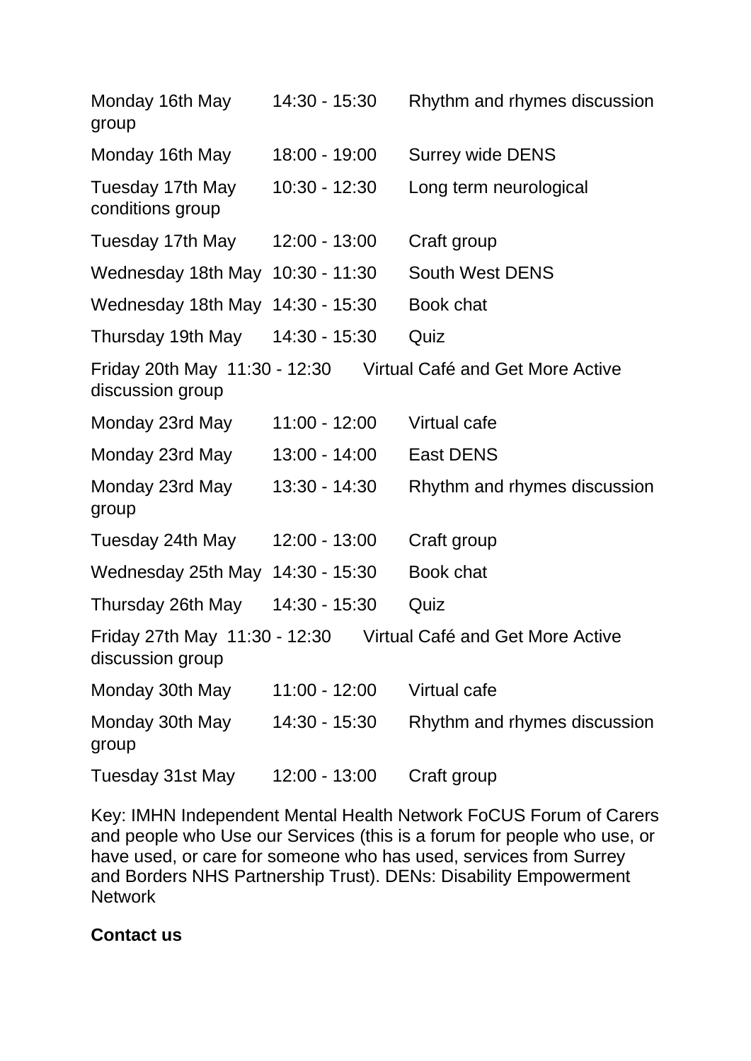| | | |
|---|---|---|
| Monday 16th May | 14:30 - 15:30 | Rhythm and rhymes discussion group |
| Monday 16th May | 18:00 - 19:00 | Surrey wide DENS |
| Tuesday 17th May | 10:30 - 12:30 | Long term neurological conditions group |
| Tuesday 17th May | 12:00 - 13:00 | Craft group |
| Wednesday 18th May | 10:30 - 11:30 | South West DENS |
| Wednesday 18th May | 14:30 - 15:30 | Book chat |
| Thursday 19th May | 14:30 - 15:30 | Quiz |
| Friday 20th May | 11:30 - 12:30 | Virtual Café and Get More Active discussion group |
| Monday 23rd May | 11:00 - 12:00 | Virtual cafe |
| Monday 23rd May | 13:00 - 14:00 | East DENS |
| Monday 23rd May | 13:30 - 14:30 | Rhythm and rhymes discussion group |
| Tuesday 24th May | 12:00 - 13:00 | Craft group |
| Wednesday 25th May | 14:30 - 15:30 | Book chat |
| Thursday 26th May | 14:30 - 15:30 | Quiz |
| Friday 27th May | 11:30 - 12:30 | Virtual Café and Get More Active discussion group |
| Monday 30th May | 11:00 - 12:00 | Virtual cafe |
| Monday 30th May | 14:30 - 15:30 | Rhythm and rhymes discussion group |
| Tuesday 31st May | 12:00 - 13:00 | Craft group |

Key: IMHN Independent Mental Health Network FoCUS Forum of Carers and people who Use our Services (this is a forum for people who use, or have used, or care for someone who has used, services from Surrey and Borders NHS Partnership Trust). DENs: Disability Empowerment Network

**Contact us**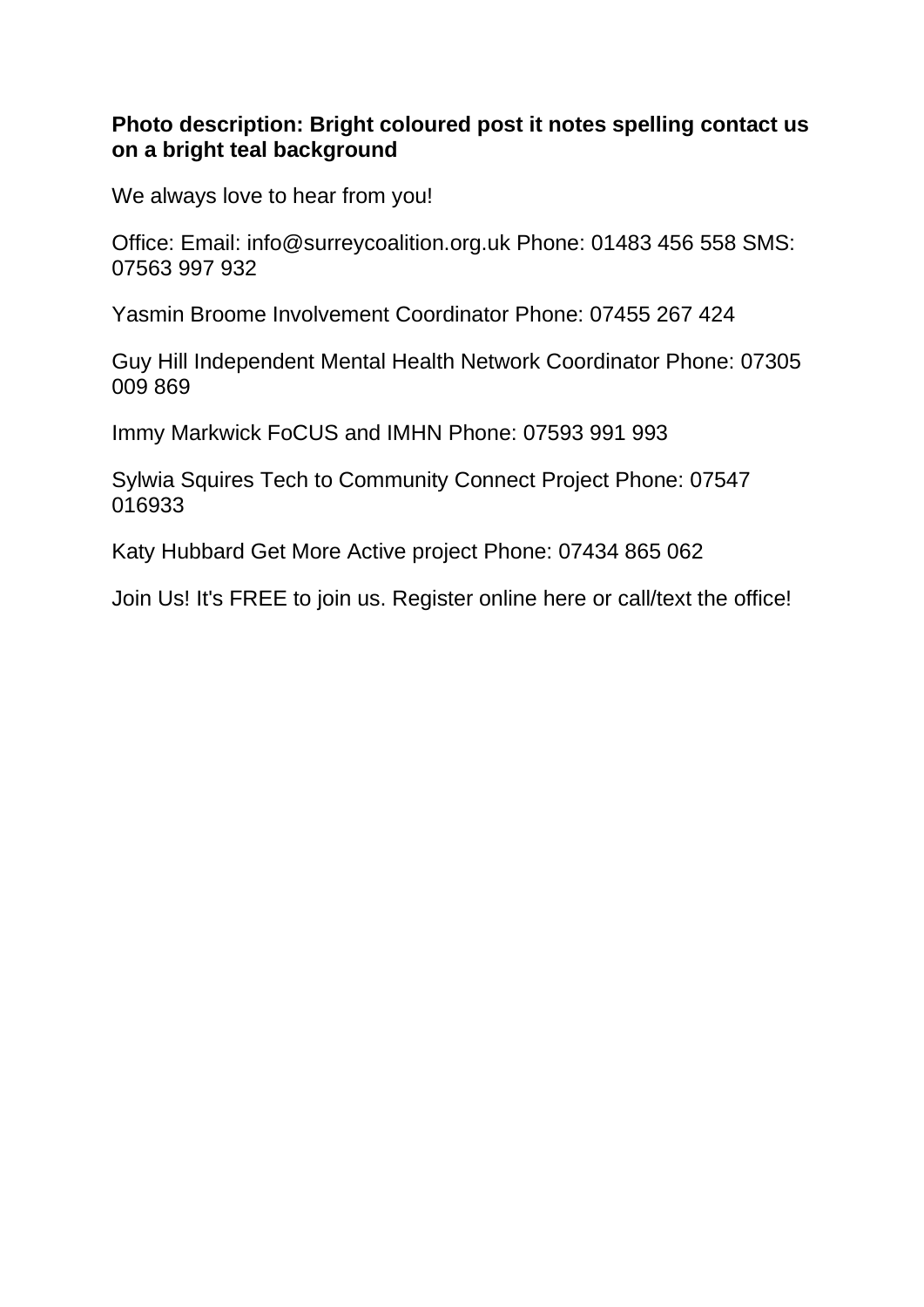**Photo description: Bright coloured post it notes spelling contact us on a bright teal background**

We always love to hear from you!

Office: Email: info@surreycoalition.org.uk Phone: 01483 456 558 SMS: 07563 997 932

Yasmin Broome Involvement Coordinator Phone: 07455 267 424

Guy Hill Independent Mental Health Network Coordinator Phone: 07305 009 869

Immy Markwick FoCUS and IMHN Phone: 07593 991 993

Sylwia Squires Tech to Community Connect Project Phone: 07547 016933

Katy Hubbard Get More Active project Phone: 07434 865 062

Join Us! It's FREE to join us. Register online here or call/text the office!